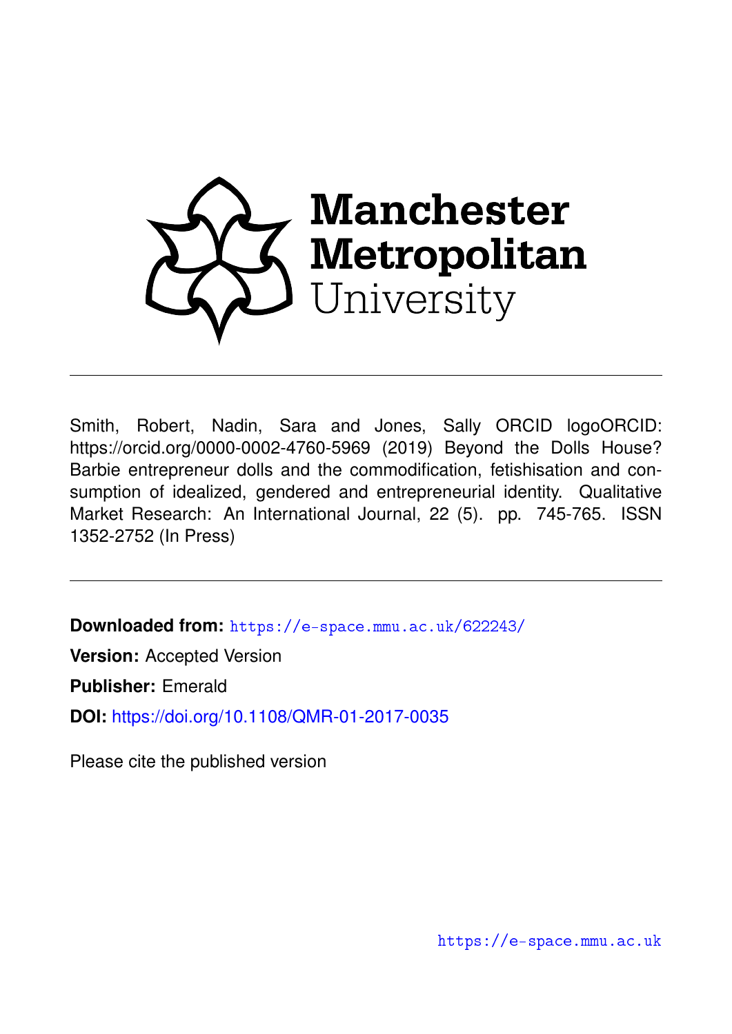Manchester Metropolitan University

---

Smith, Robert, Nadin, Sara and Jones, Sally ORCID logoORCID: https://orcid.org/0000-0002-4760-5969 (2019) Beyond the Dolls House? Barbie entrepreneur dolls and the commodification, fetishisation and consumption of idealized, gendered and entrepreneurial identity. Qualitative Market Research: An International Journal, 22 (5). pp. 745-765. ISSN 1352-2752 (In Press)

---

**Downloaded from:** https://e-space.mmu.ac.uk/622243/

**Version:** Accepted Version

**Publisher:** Emerald

**DOI:** https://doi.org/10.1108/QMR-01-2017-0035

Please cite the published version

https://e-space.mmu.ac.uk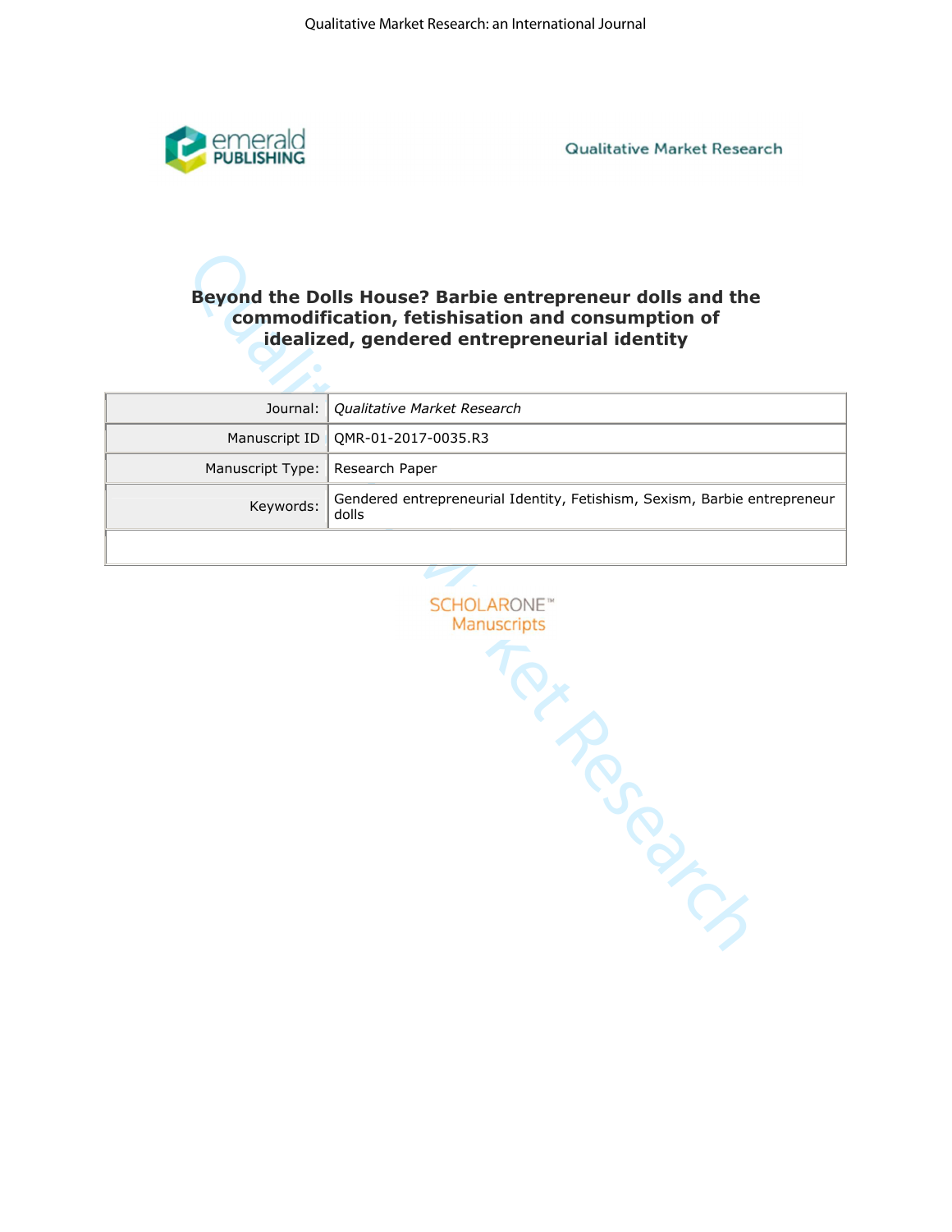# Beyond the Dolls House? Barbie entrepreneur dolls and the commodification, fetishisation and consumption of idealized, gendered entrepreneurial identity

| | |
|---|---|
| Journal: | *Qualitative Market Research* |
| Manuscript ID | QMR-01-2017-0035.R3 |
| Manuscript Type: | Research Paper |
| Keywords: | Gendered entrepreneurial Identity, Fetishism, Sexism, Barbie entrepreneur dolls |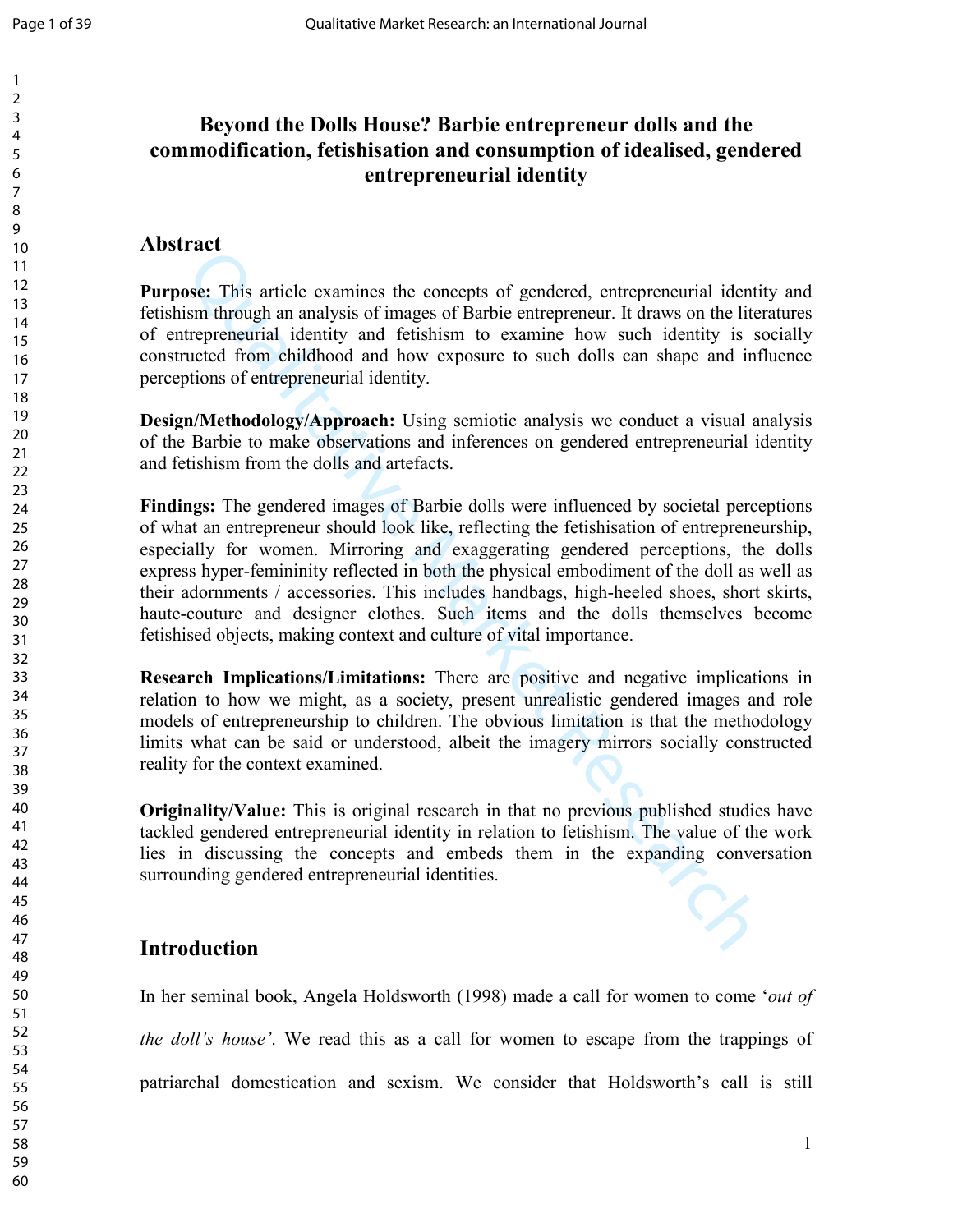# Beyond the Dolls House? Barbie entrepreneur dolls and the commodification, fetishisation and consumption of idealised, gendered entrepreneurial identity

## Abstract

**Purpose:** This article examines the concepts of gendered, entrepreneurial identity and fetishism through an analysis of images of Barbie entrepreneur. It draws on the literatures of entrepreneurial identity and fetishism to examine how such identity is socially constructed from childhood and how exposure to such dolls can shape and influence perceptions of entrepreneurial identity.

**Design/Methodology/Approach:** Using semiotic analysis we conduct a visual analysis of the Barbie to make observations and inferences on gendered entrepreneurial identity and fetishism from the dolls and artefacts.

**Findings:** The gendered images of Barbie dolls were influenced by societal perceptions of what an entrepreneur should look like, reflecting the fetishisation of entrepreneurship, especially for women. Mirroring and exaggerating gendered perceptions, the dolls express hyper-femininity reflected in both the physical embodiment of the doll as well as their adornments / accessories. This includes handbags, high-heeled shoes, short skirts, haute-couture and designer clothes. Such items and the dolls themselves become fetishised objects, making context and culture of vital importance.

**Research Implications/Limitations:** There are positive and negative implications in relation to how we might, as a society, present unrealistic gendered images and role models of entrepreneurship to children. The obvious limitation is that the methodology limits what can be said or understood, albeit the imagery mirrors socially constructed reality for the context examined.

**Originality/Value:** This is original research in that no previous published studies have tackled gendered entrepreneurial identity in relation to fetishism. The value of the work lies in discussing the concepts and embeds them in the expanding conversation surrounding gendered entrepreneurial identities.

## Introduction

In her seminal book, Angela Holdsworth (1998) made a call for women to come '*out of the doll's house'*. We read this as a call for women to escape from the trappings of patriarchal domestication and sexism. We consider that Holdsworth's call is still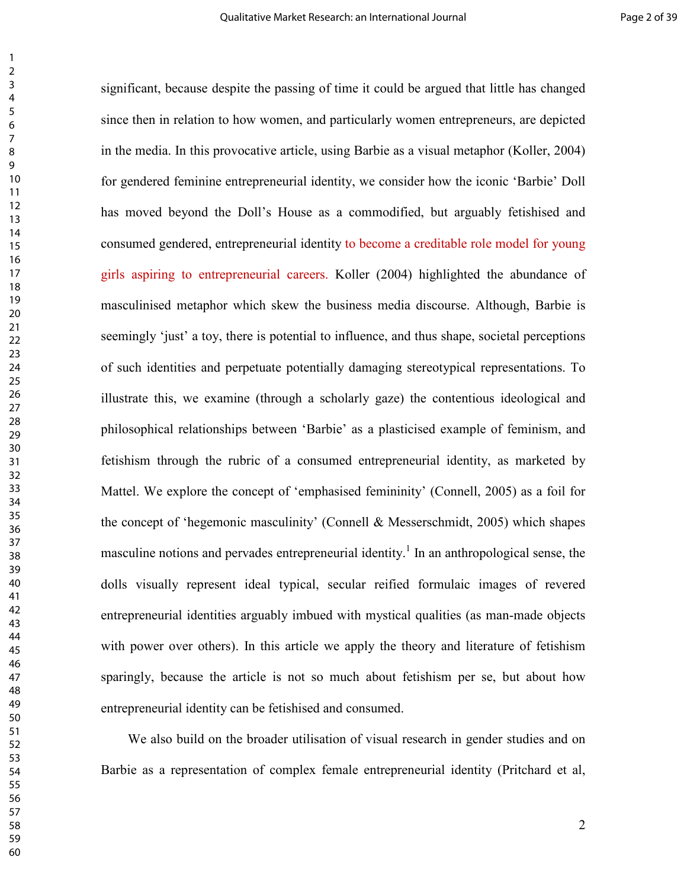significant, because despite the passing of time it could be argued that little has changed since then in relation to how women, and particularly women entrepreneurs, are depicted in the media. In this provocative article, using Barbie as a visual metaphor (Koller, 2004) for gendered feminine entrepreneurial identity, we consider how the iconic 'Barbie' Doll has moved beyond the Doll's House as a commodified, but arguably fetishised and consumed gendered, entrepreneurial identity to become a creditable role model for young girls aspiring to entrepreneurial careers. Koller (2004) highlighted the abundance of masculinised metaphor which skew the business media discourse. Although, Barbie is seemingly 'just' a toy, there is potential to influence, and thus shape, societal perceptions of such identities and perpetuate potentially damaging stereotypical representations. To illustrate this, we examine (through a scholarly gaze) the contentious ideological and philosophical relationships between 'Barbie' as a plasticised example of feminism, and fetishism through the rubric of a consumed entrepreneurial identity, as marketed by Mattel. We explore the concept of 'emphasised femininity' (Connell, 2005) as a foil for the concept of 'hegemonic masculinity' (Connell & Messerschmidt, 2005) which shapes masculine notions and pervades entrepreneurial identity.[1] In an anthropological sense, the dolls visually represent ideal typical, secular reified formulaic images of revered entrepreneurial identities arguably imbued with mystical qualities (as man-made objects with power over others). In this article we apply the theory and literature of fetishism sparingly, because the article is not so much about fetishism per se, but about how entrepreneurial identity can be fetishised and consumed.

We also build on the broader utilisation of visual research in gender studies and on Barbie as a representation of complex female entrepreneurial identity (Pritchard et al,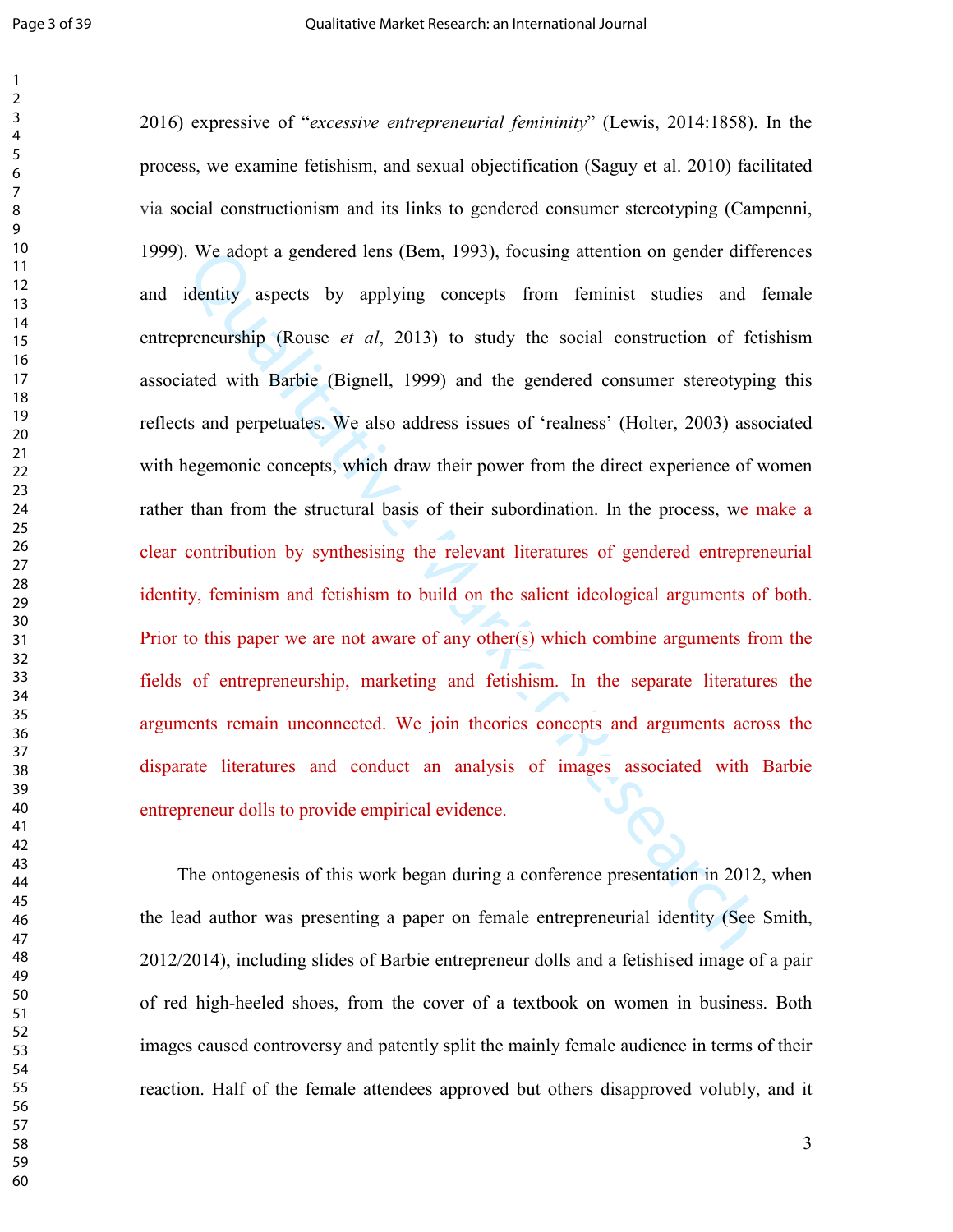2016) expressive of "*excessive entrepreneurial femininity*" (Lewis, 2014:1858). In the process, we examine fetishism, and sexual objectification (Saguy et al. 2010) facilitated via social constructionism and its links to gendered consumer stereotyping (Campenni, 1999). We adopt a gendered lens (Bem, 1993), focusing attention on gender differences and identity aspects by applying concepts from feminist studies and female entrepreneurship (Rouse *et al*, 2013) to study the social construction of fetishism associated with Barbie (Bignell, 1999) and the gendered consumer stereotyping this reflects and perpetuates. We also address issues of 'realness' (Holter, 2003) associated with hegemonic concepts, which draw their power from the direct experience of women rather than from the structural basis of their subordination. In the process, we make a clear contribution by synthesising the relevant literatures of gendered entrepreneurial identity, feminism and fetishism to build on the salient ideological arguments of both. Prior to this paper we are not aware of any other(s) which combine arguments from the fields of entrepreneurship, marketing and fetishism. In the separate literatures the arguments remain unconnected. We join theories concepts and arguments across the disparate literatures and conduct an analysis of images associated with Barbie entrepreneur dolls to provide empirical evidence.

The ontogenesis of this work began during a conference presentation in 2012, when the lead author was presenting a paper on female entrepreneurial identity (See Smith, 2012/2014), including slides of Barbie entrepreneur dolls and a fetishised image of a pair of red high-heeled shoes, from the cover of a textbook on women in business. Both images caused controversy and patently split the mainly female audience in terms of their reaction. Half of the female attendees approved but others disapproved volubly, and it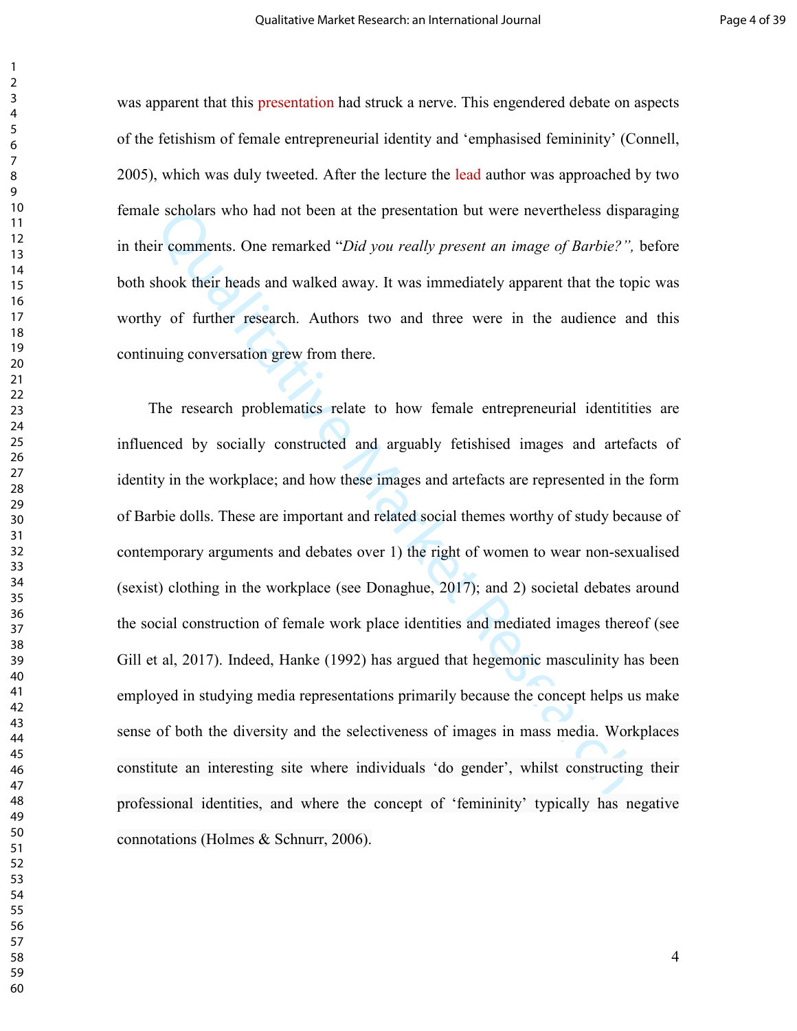was apparent that this presentation had struck a nerve. This engendered debate on aspects of the fetishism of female entrepreneurial identity and 'emphasised femininity' (Connell, 2005), which was duly tweeted. After the lecture the lead author was approached by two female scholars who had not been at the presentation but were nevertheless disparaging in their comments. One remarked "*Did you really present an image of Barbie?",* before both shook their heads and walked away. It was immediately apparent that the topic was worthy of further research. Authors two and three were in the audience and this continuing conversation grew from there.

The research problematics relate to how female entrepreneurial identitities are influenced by socially constructed and arguably fetishised images and artefacts of identity in the workplace; and how these images and artefacts are represented in the form of Barbie dolls. These are important and related social themes worthy of study because of contemporary arguments and debates over 1) the right of women to wear non-sexualised (sexist) clothing in the workplace (see Donaghue, 2017); and 2) societal debates around the social construction of female work place identities and mediated images thereof (see Gill et al, 2017). Indeed, Hanke (1992) has argued that hegemonic masculinity has been employed in studying media representations primarily because the concept helps us make sense of both the diversity and the selectiveness of images in mass media. Workplaces constitute an interesting site where individuals 'do gender', whilst constructing their professional identities, and where the concept of 'femininity' typically has negative connotations (Holmes & Schnurr, 2006).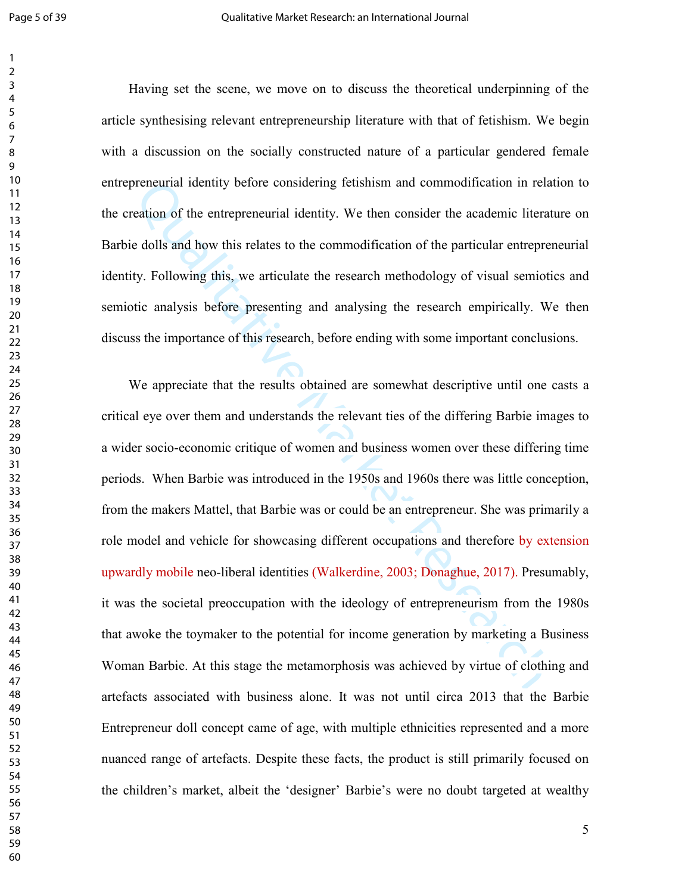Having set the scene, we move on to discuss the theoretical underpinning of the article synthesising relevant entrepreneurship literature with that of fetishism. We begin with a discussion on the socially constructed nature of a particular gendered female entrepreneurial identity before considering fetishism and commodification in relation to the creation of the entrepreneurial identity. We then consider the academic literature on Barbie dolls and how this relates to the commodification of the particular entrepreneurial identity. Following this, we articulate the research methodology of visual semiotics and semiotic analysis before presenting and analysing the research empirically. We then discuss the importance of this research, before ending with some important conclusions.

We appreciate that the results obtained are somewhat descriptive until one casts a critical eye over them and understands the relevant ties of the differing Barbie images to a wider socio-economic critique of women and business women over these differing time periods. When Barbie was introduced in the 1950s and 1960s there was little conception, from the makers Mattel, that Barbie was or could be an entrepreneur. She was primarily a role model and vehicle for showcasing different occupations and therefore by extension upwardly mobile neo-liberal identities (Walkerdine, 2003; Donaghue, 2017). Presumably, it was the societal preoccupation with the ideology of entrepreneurism from the 1980s that awoke the toymaker to the potential for income generation by marketing a Business Woman Barbie. At this stage the metamorphosis was achieved by virtue of clothing and artefacts associated with business alone. It was not until circa 2013 that the Barbie Entrepreneur doll concept came of age, with multiple ethnicities represented and a more nuanced range of artefacts. Despite these facts, the product is still primarily focused on the children's market, albeit the 'designer' Barbie's were no doubt targeted at wealthy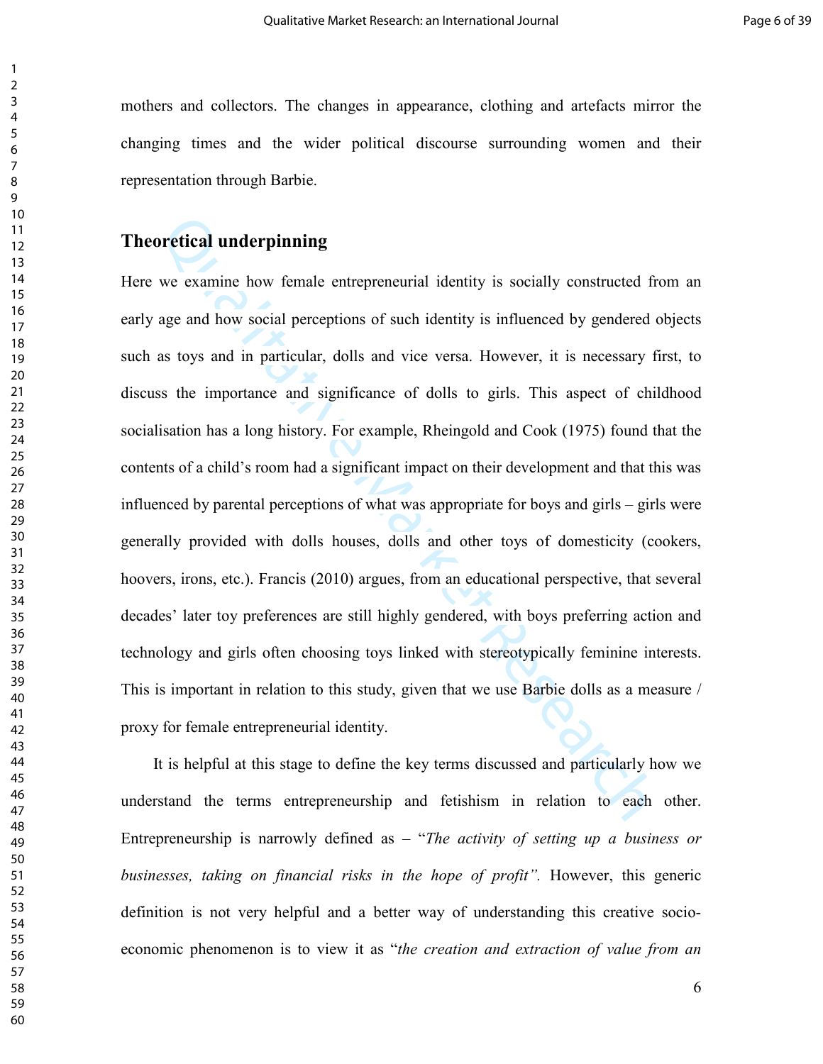mothers and collectors. The changes in appearance, clothing and artefacts mirror the changing times and the wider political discourse surrounding women and their representation through Barbie.

## Theoretical underpinning

Here we examine how female entrepreneurial identity is socially constructed from an early age and how social perceptions of such identity is influenced by gendered objects such as toys and in particular, dolls and vice versa. However, it is necessary first, to discuss the importance and significance of dolls to girls. This aspect of childhood socialisation has a long history. For example, Rheingold and Cook (1975) found that the contents of a child's room had a significant impact on their development and that this was influenced by parental perceptions of what was appropriate for boys and girls – girls were generally provided with dolls houses, dolls and other toys of domesticity (cookers, hoovers, irons, etc.). Francis (2010) argues, from an educational perspective, that several decades' later toy preferences are still highly gendered, with boys preferring action and technology and girls often choosing toys linked with stereotypically feminine interests. This is important in relation to this study, given that we use Barbie dolls as a measure / proxy for female entrepreneurial identity.

It is helpful at this stage to define the key terms discussed and particularly how we understand the terms entrepreneurship and fetishism in relation to each other. Entrepreneurship is narrowly defined as – "*The activity of setting up a business or businesses, taking on financial risks in the hope of profit".* However, this generic definition is not very helpful and a better way of understanding this creative socio-economic phenomenon is to view it as "*the creation and extraction of value from an*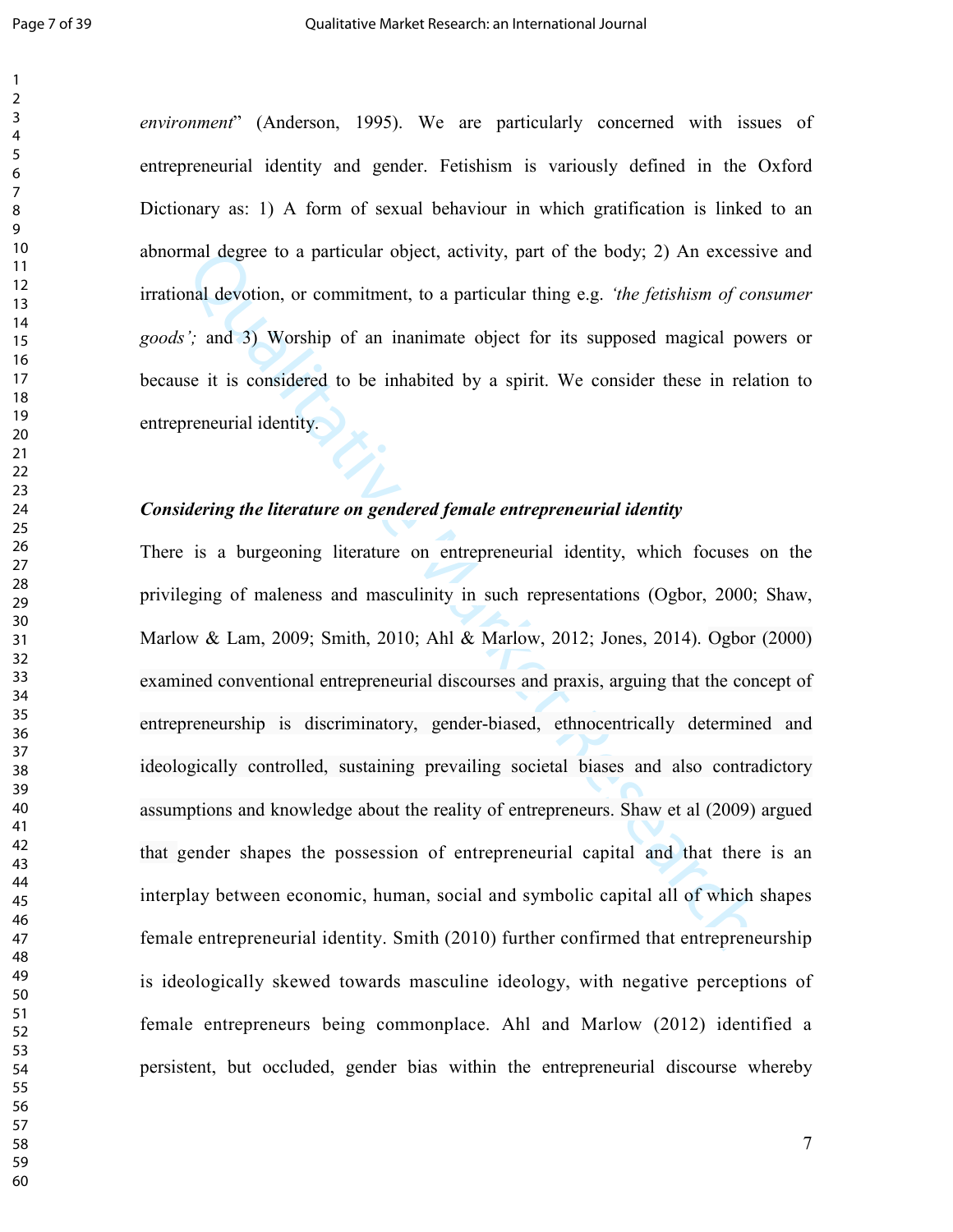*environment*" (Anderson, 1995). We are particularly concerned with issues of entrepreneurial identity and gender. Fetishism is variously defined in the Oxford Dictionary as: 1) A form of sexual behaviour in which gratification is linked to an abnormal degree to a particular object, activity, part of the body; 2) An excessive and irrational devotion, or commitment, to a particular thing e.g. *'the fetishism of consumer goods';* and 3) Worship of an inanimate object for its supposed magical powers or because it is considered to be inhabited by a spirit. We consider these in relation to entrepreneurial identity.

***Considering the literature on gendered female entrepreneurial identity***

There is a burgeoning literature on entrepreneurial identity, which focuses on the privileging of maleness and masculinity in such representations (Ogbor, 2000; Shaw, Marlow & Lam, 2009; Smith, 2010; Ahl & Marlow, 2012; Jones, 2014). Ogbor (2000) examined conventional entrepreneurial discourses and praxis, arguing that the concept of entrepreneurship is discriminatory, gender-biased, ethnocentrically determined and ideologically controlled, sustaining prevailing societal biases and also contradictory assumptions and knowledge about the reality of entrepreneurs. Shaw et al (2009) argued that gender shapes the possession of entrepreneurial capital and that there is an interplay between economic, human, social and symbolic capital all of which shapes female entrepreneurial identity. Smith (2010) further confirmed that entrepreneurship is ideologically skewed towards masculine ideology, with negative perceptions of female entrepreneurs being commonplace. Ahl and Marlow (2012) identified a persistent, but occluded, gender bias within the entrepreneurial discourse whereby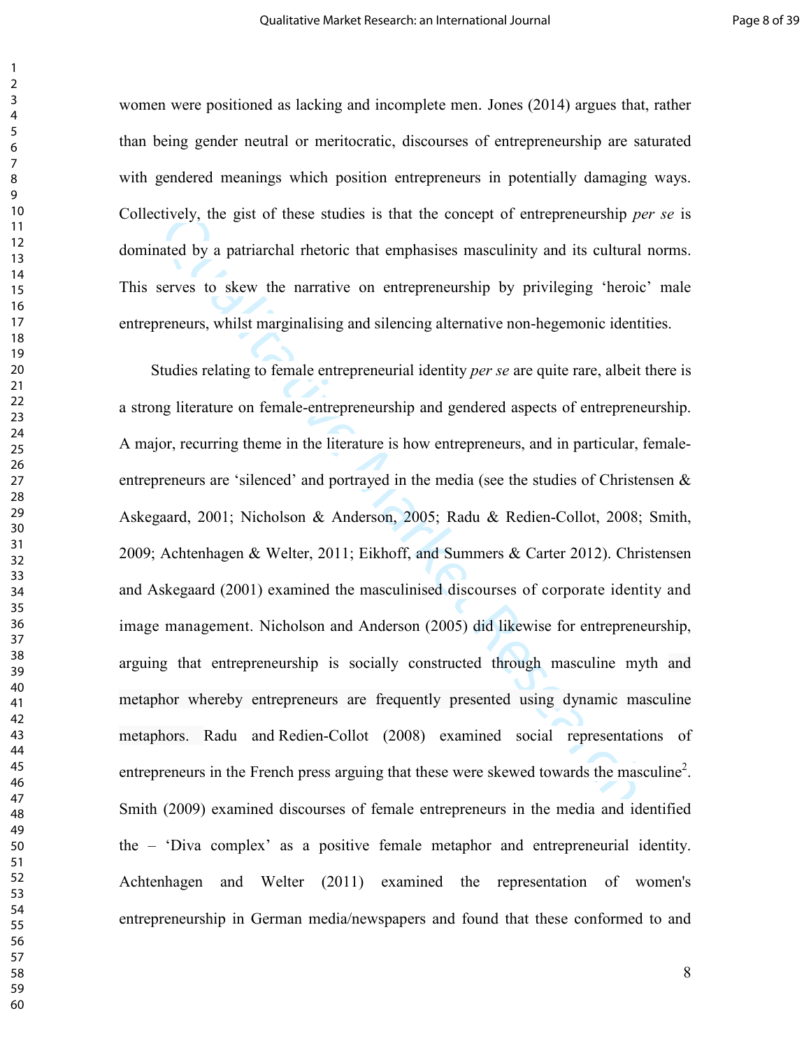women were positioned as lacking and incomplete men. Jones (2014) argues that, rather than being gender neutral or meritocratic, discourses of entrepreneurship are saturated with gendered meanings which position entrepreneurs in potentially damaging ways. Collectively, the gist of these studies is that the concept of entrepreneurship *per se* is dominated by a patriarchal rhetoric that emphasises masculinity and its cultural norms. This serves to skew the narrative on entrepreneurship by privileging 'heroic' male entrepreneurs, whilst marginalising and silencing alternative non-hegemonic identities.

Studies relating to female entrepreneurial identity *per se* are quite rare, albeit there is a strong literature on female-entrepreneurship and gendered aspects of entrepreneurship. A major, recurring theme in the literature is how entrepreneurs, and in particular, female-entrepreneurs are 'silenced' and portrayed in the media (see the studies of Christensen & Askegaard, 2001; Nicholson & Anderson, 2005; Radu & Redien-Collot, 2008; Smith, 2009; Achtenhagen & Welter, 2011; Eikhoff, and Summers & Carter 2012). Christensen and Askegaard (2001) examined the masculinised discourses of corporate identity and image management. Nicholson and Anderson (2005) did likewise for entrepreneurship, arguing that entrepreneurship is socially constructed through masculine myth and metaphor whereby entrepreneurs are frequently presented using dynamic masculine metaphors. Radu and Redien-Collot (2008) examined social representations of entrepreneurs in the French press arguing that these were skewed towards the masculine[2]. Smith (2009) examined discourses of female entrepreneurs in the media and identified the – 'Diva complex' as a positive female metaphor and entrepreneurial identity. Achtenhagen and Welter (2011) examined the representation of women's entrepreneurship in German media/newspapers and found that these conformed to and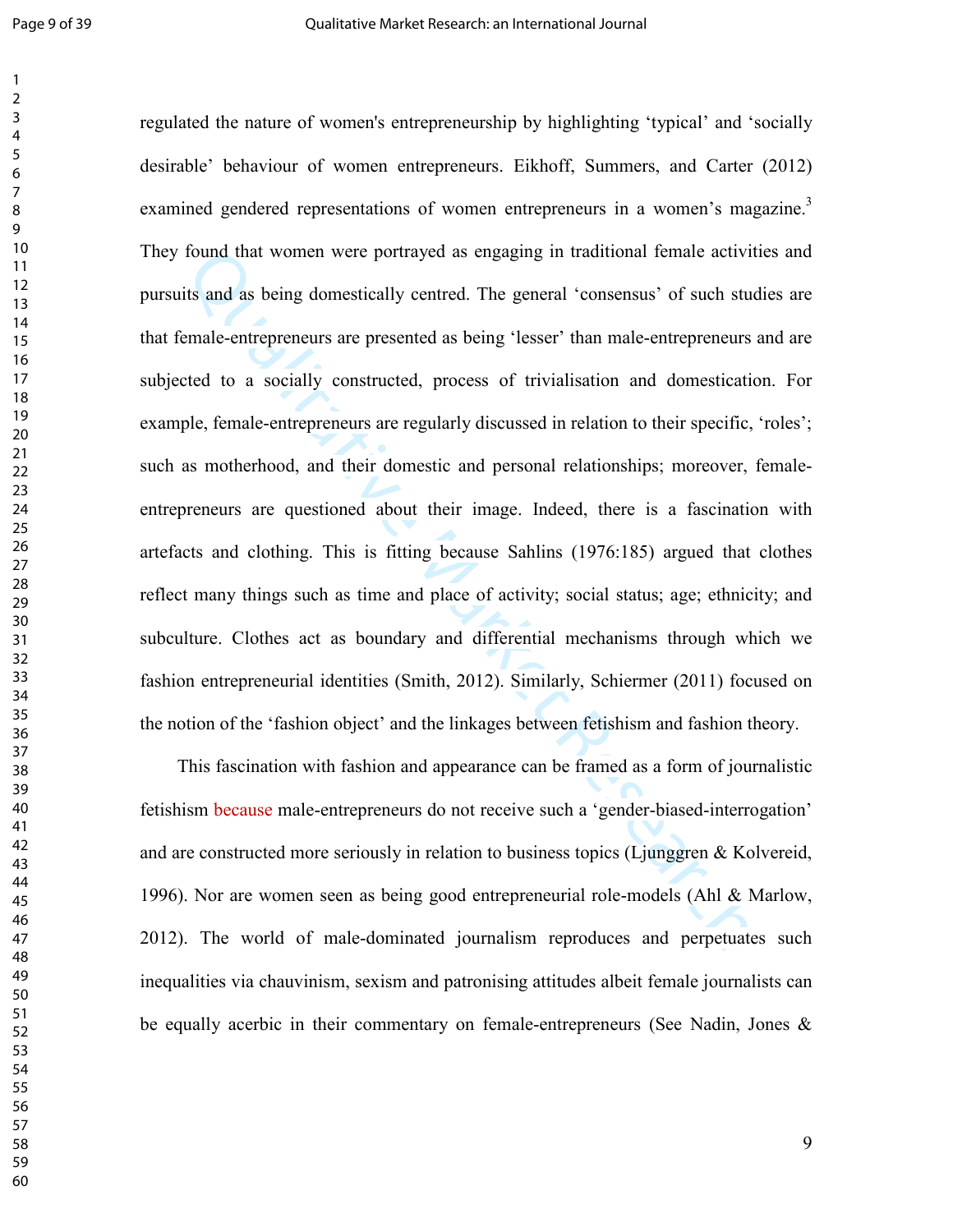regulated the nature of women's entrepreneurship by highlighting 'typical' and 'socially desirable' behaviour of women entrepreneurs. Eikhoff, Summers, and Carter (2012) examined gendered representations of women entrepreneurs in a women's magazine.[3] They found that women were portrayed as engaging in traditional female activities and pursuits and as being domestically centred. The general 'consensus' of such studies are that female-entrepreneurs are presented as being 'lesser' than male-entrepreneurs and are subjected to a socially constructed, process of trivialisation and domestication. For example, female-entrepreneurs are regularly discussed in relation to their specific, 'roles'; such as motherhood, and their domestic and personal relationships; moreover, female-entrepreneurs are questioned about their image. Indeed, there is a fascination with artefacts and clothing. This is fitting because Sahlins (1976:185) argued that clothes reflect many things such as time and place of activity; social status; age; ethnicity; and subculture. Clothes act as boundary and differential mechanisms through which we fashion entrepreneurial identities (Smith, 2012). Similarly, Schiermer (2011) focused on the notion of the 'fashion object' and the linkages between fetishism and fashion theory.

This fascination with fashion and appearance can be framed as a form of journalistic fetishism because male-entrepreneurs do not receive such a 'gender-biased-interrogation' and are constructed more seriously in relation to business topics (Ljunggren & Kolvereid, 1996). Nor are women seen as being good entrepreneurial role-models (Ahl & Marlow, 2012). The world of male-dominated journalism reproduces and perpetuates such inequalities via chauvinism, sexism and patronising attitudes albeit female journalists can be equally acerbic in their commentary on female-entrepreneurs (See Nadin, Jones &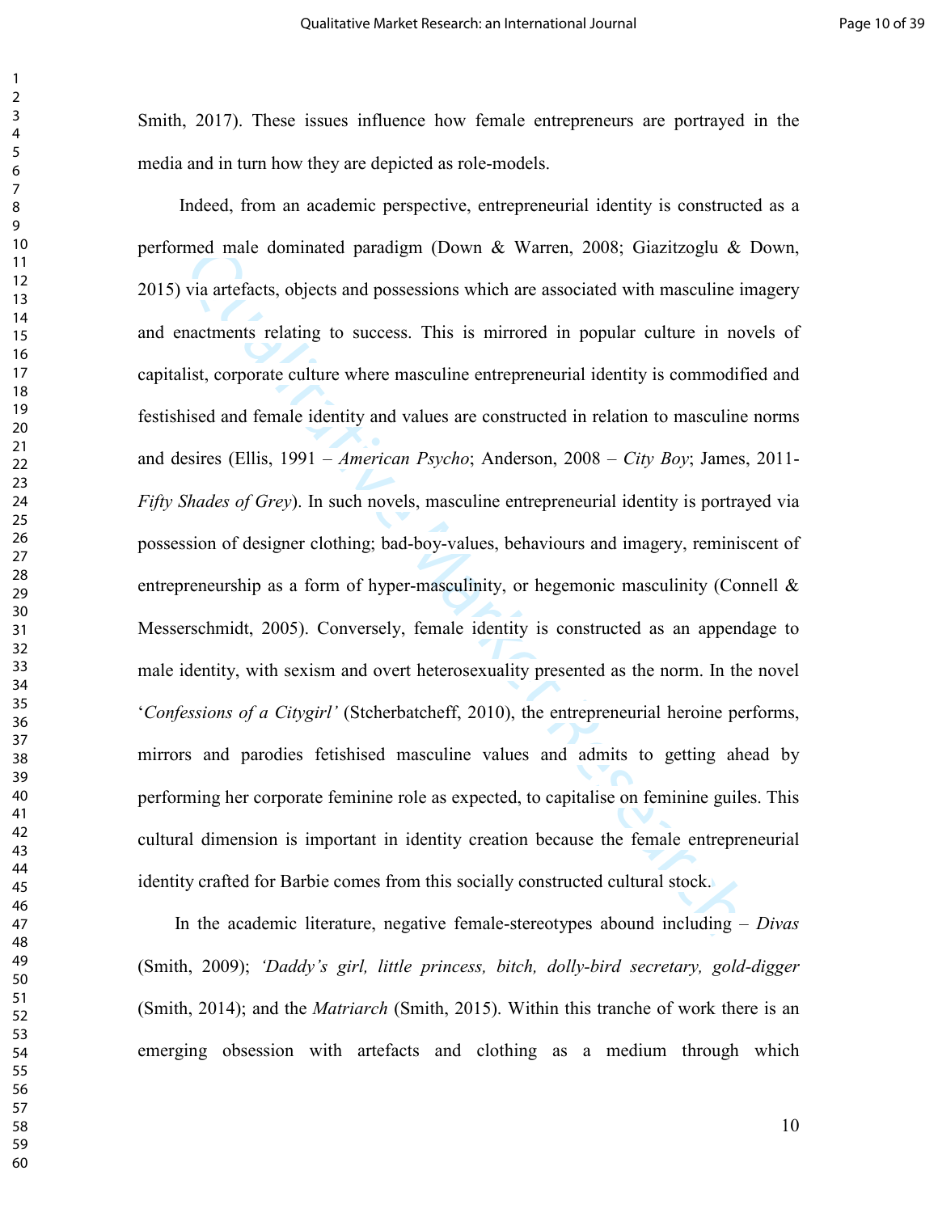Smith, 2017). These issues influence how female entrepreneurs are portrayed in the media and in turn how they are depicted as role-models.

Indeed, from an academic perspective, entrepreneurial identity is constructed as a performed male dominated paradigm (Down & Warren, 2008; Giazitzoglu & Down, 2015) via artefacts, objects and possessions which are associated with masculine imagery and enactments relating to success. This is mirrored in popular culture in novels of capitalist, corporate culture where masculine entrepreneurial identity is commodified and festishised and female identity and values are constructed in relation to masculine norms and desires (Ellis, 1991 – *American Psycho*; Anderson, 2008 – *City Boy*; James, 2011- *Fifty Shades of Grey*). In such novels, masculine entrepreneurial identity is portrayed via possession of designer clothing; bad-boy-values, behaviours and imagery, reminiscent of entrepreneurship as a form of hyper-masculinity, or hegemonic masculinity (Connell & Messerschmidt, 2005). Conversely, female identity is constructed as an appendage to male identity, with sexism and overt heterosexuality presented as the norm. In the novel '*Confessions of a Citygirl'* (Stcherbatcheff, 2010), the entrepreneurial heroine performs, mirrors and parodies fetishised masculine values and admits to getting ahead by performing her corporate feminine role as expected, to capitalise on feminine guiles. This cultural dimension is important in identity creation because the female entrepreneurial identity crafted for Barbie comes from this socially constructed cultural stock.

In the academic literature, negative female-stereotypes abound including – *Divas* (Smith, 2009); *'Daddy's girl, little princess, bitch, dolly-bird secretary, gold-digger* (Smith, 2014); and the *Matriarch* (Smith, 2015). Within this tranche of work there is an emerging obsession with artefacts and clothing as a medium through which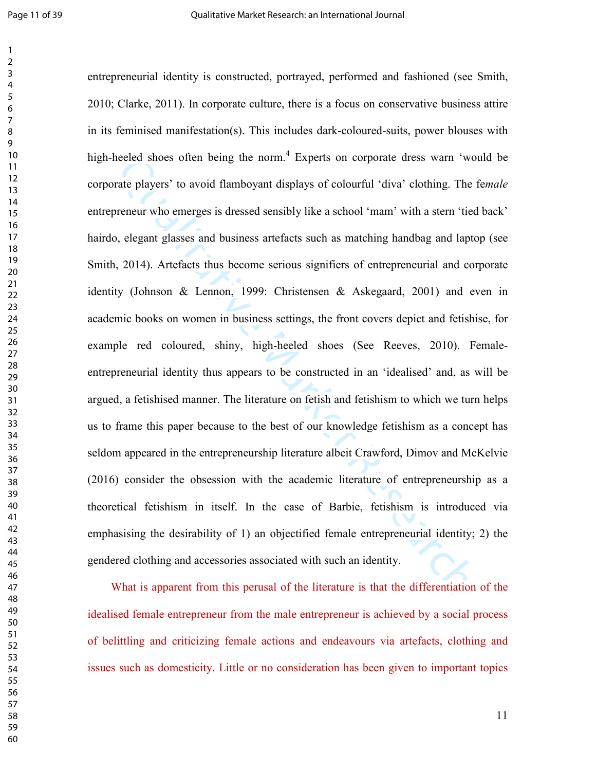entrepreneurial identity is constructed, portrayed, performed and fashioned (see Smith, 2010; Clarke, 2011). In corporate culture, there is a focus on conservative business attire in its feminised manifestation(s). This includes dark-coloured-suits, power blouses with high-heeled shoes often being the norm.[4] Experts on corporate dress warn 'would be corporate players' to avoid flamboyant displays of colourful 'diva' clothing. The fe*male* entrepreneur who emerges is dressed sensibly like a school 'mam' with a stern 'tied back' hairdo, elegant glasses and business artefacts such as matching handbag and laptop (see Smith, 2014). Artefacts thus become serious signifiers of entrepreneurial and corporate identity (Johnson & Lennon, 1999: Christensen & Askegaard, 2001) and even in academic books on women in business settings, the front covers depict and fetishise, for example red coloured, shiny, high-heeled shoes (See Reeves, 2010). Female-entrepreneurial identity thus appears to be constructed in an 'idealised' and, as will be argued, a fetishised manner. The literature on fetish and fetishism to which we turn helps us to frame this paper because to the best of our knowledge fetishism as a concept has seldom appeared in the entrepreneurship literature albeit Crawford, Dimov and McKelvie (2016) consider the obsession with the academic literature of entrepreneurship as a theoretical fetishism in itself. In the case of Barbie, fetishism is introduced via emphasising the desirability of 1) an objectified female entrepreneurial identity; 2) the gendered clothing and accessories associated with such an identity.

What is apparent from this perusal of the literature is that the differentiation of the idealised female entrepreneur from the male entrepreneur is achieved by a social process of belittling and criticizing female actions and endeavours via artefacts, clothing and issues such as domesticity. Little or no consideration has been given to important topics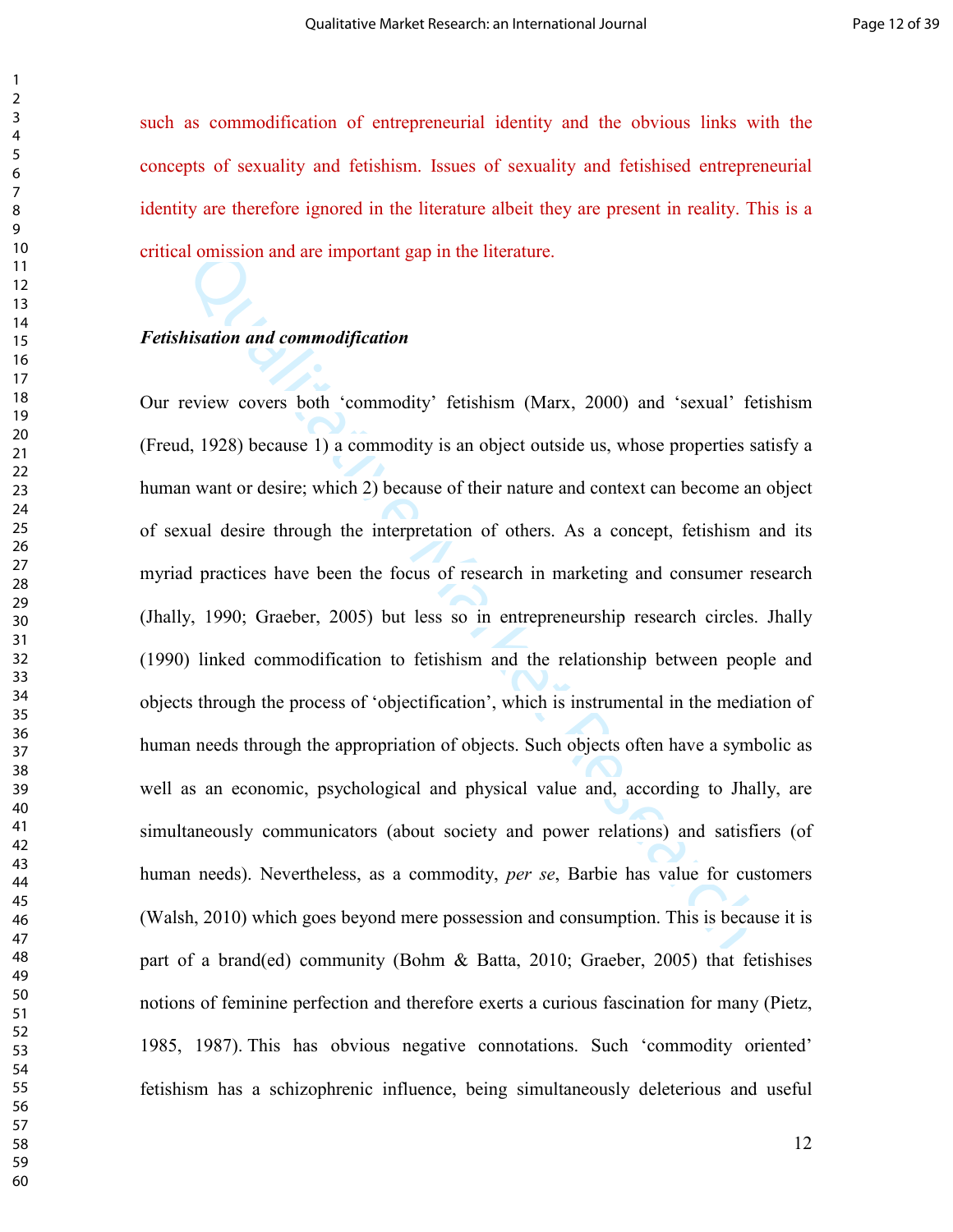such as commodification of entrepreneurial identity and the obvious links with the concepts of sexuality and fetishism. Issues of sexuality and fetishised entrepreneurial identity are therefore ignored in the literature albeit they are present in reality. This is a critical omission and are important gap in the literature.

### *Fetishisation and commodification*

Our review covers both 'commodity' fetishism (Marx, 2000) and 'sexual' fetishism (Freud, 1928) because 1) a commodity is an object outside us, whose properties satisfy a human want or desire; which 2) because of their nature and context can become an object of sexual desire through the interpretation of others. As a concept, fetishism and its myriad practices have been the focus of research in marketing and consumer research (Jhally, 1990; Graeber, 2005) but less so in entrepreneurship research circles. Jhally (1990) linked commodification to fetishism and the relationship between people and objects through the process of 'objectification', which is instrumental in the mediation of human needs through the appropriation of objects. Such objects often have a symbolic as well as an economic, psychological and physical value and, according to Jhally, are simultaneously communicators (about society and power relations) and satisfiers (of human needs). Nevertheless, as a commodity, *per se*, Barbie has value for customers (Walsh, 2010) which goes beyond mere possession and consumption. This is because it is part of a brand(ed) community (Bohm & Batta, 2010; Graeber, 2005) that fetishises notions of feminine perfection and therefore exerts a curious fascination for many (Pietz, 1985, 1987). This has obvious negative connotations. Such 'commodity oriented' fetishism has a schizophrenic influence, being simultaneously deleterious and useful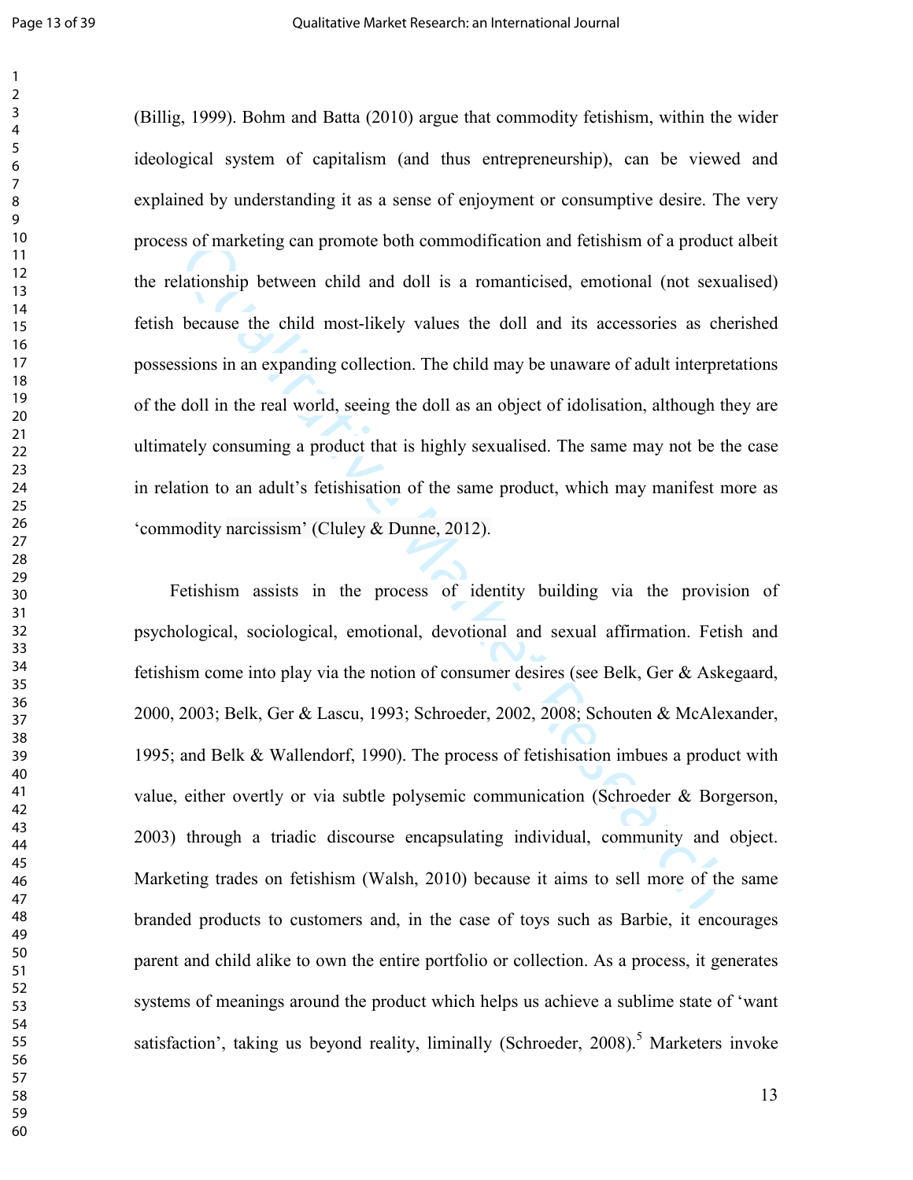(Billig, 1999). Bohm and Batta (2010) argue that commodity fetishism, within the wider ideological system of capitalism (and thus entrepreneurship), can be viewed and explained by understanding it as a sense of enjoyment or consumptive desire. The very process of marketing can promote both commodification and fetishism of a product albeit the relationship between child and doll is a romanticised, emotional (not sexualised) fetish because the child most-likely values the doll and its accessories as cherished possessions in an expanding collection. The child may be unaware of adult interpretations of the doll in the real world, seeing the doll as an object of idolisation, although they are ultimately consuming a product that is highly sexualised. The same may not be the case in relation to an adult's fetishisation of the same product, which may manifest more as 'commodity narcissism' (Cluley & Dunne, 2012).

Fetishism assists in the process of identity building via the provision of psychological, sociological, emotional, devotional and sexual affirmation. Fetish and fetishism come into play via the notion of consumer desires (see Belk, Ger & Askegaard, 2000, 2003; Belk, Ger & Lascu, 1993; Schroeder, 2002, 2008; Schouten & McAlexander, 1995; and Belk & Wallendorf, 1990). The process of fetishisation imbues a product with value, either overtly or via subtle polysemic communication (Schroeder & Borgerson, 2003) through a triadic discourse encapsulating individual, community and object. Marketing trades on fetishism (Walsh, 2010) because it aims to sell more of the same branded products to customers and, in the case of toys such as Barbie, it encourages parent and child alike to own the entire portfolio or collection. As a process, it generates systems of meanings around the product which helps us achieve a sublime state of 'want satisfaction', taking us beyond reality, liminally (Schroeder, 2008).[5] Marketers invoke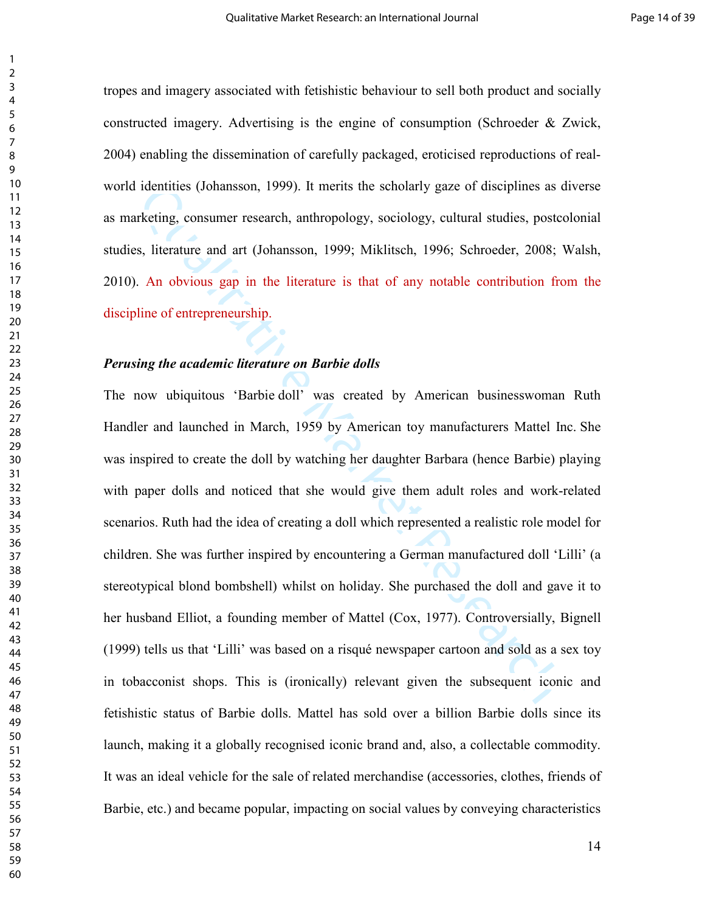tropes and imagery associated with fetishistic behaviour to sell both product and socially constructed imagery. Advertising is the engine of consumption (Schroeder & Zwick, 2004) enabling the dissemination of carefully packaged, eroticised reproductions of real-world identities (Johansson, 1999). It merits the scholarly gaze of disciplines as diverse as marketing, consumer research, anthropology, sociology, cultural studies, postcolonial studies, literature and art (Johansson, 1999; Miklitsch, 1996; Schroeder, 2008; Walsh, 2010). An obvious gap in the literature is that of any notable contribution from the discipline of entrepreneurship.

***Perusing the academic literature on Barbie dolls***

The now ubiquitous 'Barbie doll' was created by American businesswoman Ruth Handler and launched in March, 1959 by American toy manufacturers Mattel Inc. She was inspired to create the doll by watching her daughter Barbara (hence Barbie) playing with paper dolls and noticed that she would give them adult roles and work-related scenarios. Ruth had the idea of creating a doll which represented a realistic role model for children. She was further inspired by encountering a German manufactured doll 'Lilli' (a stereotypical blond bombshell) whilst on holiday. She purchased the doll and gave it to her husband Elliot, a founding member of Mattel (Cox, 1977). Controversially, Bignell (1999) tells us that 'Lilli' was based on a risqué newspaper cartoon and sold as a sex toy in tobacconist shops. This is (ironically) relevant given the subsequent iconic and fetishistic status of Barbie dolls. Mattel has sold over a billion Barbie dolls since its launch, making it a globally recognised iconic brand and, also, a collectable commodity. It was an ideal vehicle for the sale of related merchandise (accessories, clothes, friends of Barbie, etc.) and became popular, impacting on social values by conveying characteristics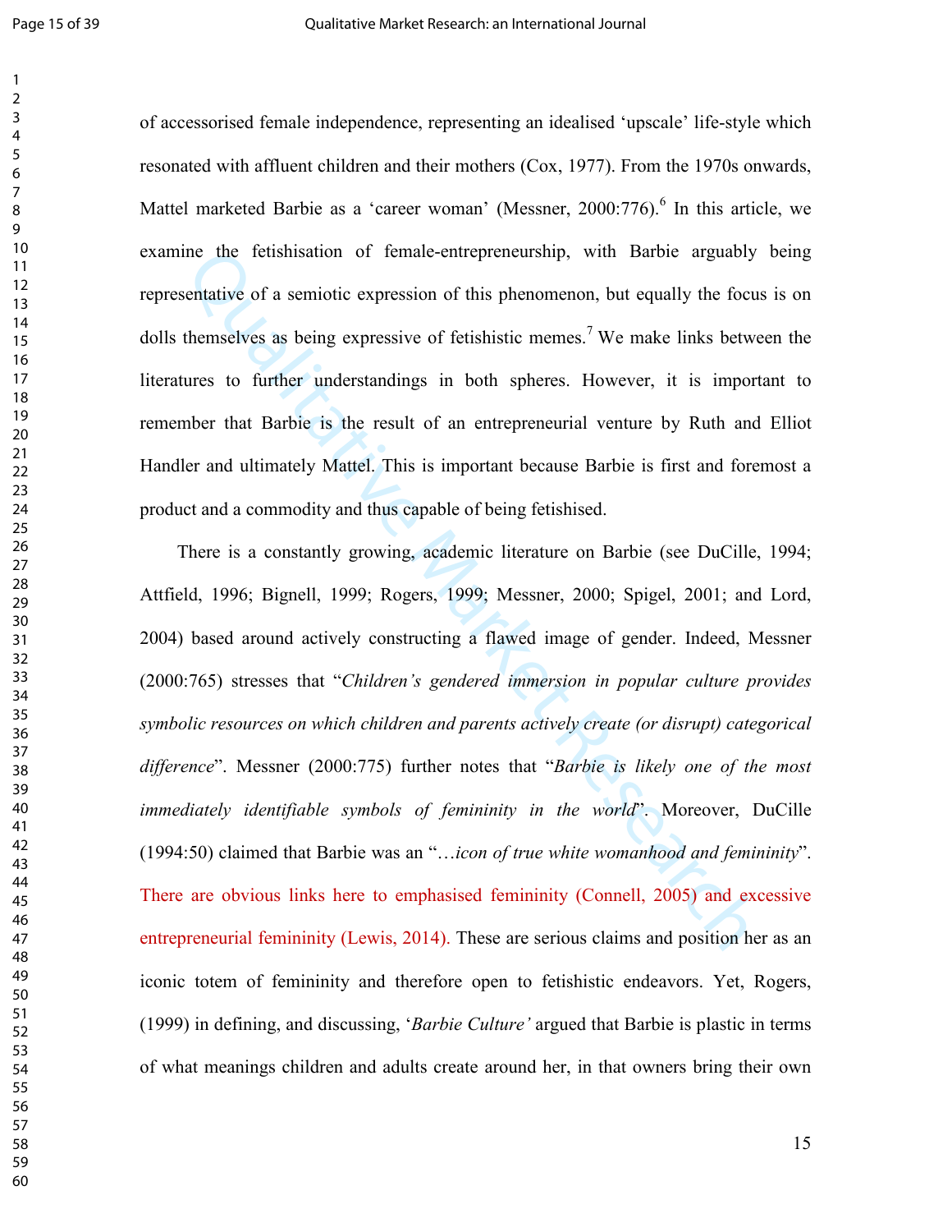of accessorised female independence, representing an idealised 'upscale' life-style which resonated with affluent children and their mothers (Cox, 1977). From the 1970s onwards, Mattel marketed Barbie as a 'career woman' (Messner, 2000:776).[6] In this article, we examine the fetishisation of female-entrepreneurship, with Barbie arguably being representative of a semiotic expression of this phenomenon, but equally the focus is on dolls themselves as being expressive of fetishistic memes.[7] We make links between the literatures to further understandings in both spheres. However, it is important to remember that Barbie is the result of an entrepreneurial venture by Ruth and Elliot Handler and ultimately Mattel. This is important because Barbie is first and foremost a product and a commodity and thus capable of being fetishised.

There is a constantly growing, academic literature on Barbie (see DuCille, 1994; Attfield, 1996; Bignell, 1999; Rogers, 1999; Messner, 2000; Spigel, 2001; and Lord, 2004) based around actively constructing a flawed image of gender. Indeed, Messner (2000:765) stresses that "*Children's gendered immersion in popular culture provides symbolic resources on which children and parents actively create (or disrupt) categorical difference*". Messner (2000:775) further notes that "*Barbie is likely one of the most immediately identifiable symbols of femininity in the world*". Moreover, DuCille (1994:50) claimed that Barbie was an "*…icon of true white womanhood and femininity*". There are obvious links here to emphasised femininity (Connell, 2005) and excessive entrepreneurial femininity (Lewis, 2014). These are serious claims and position her as an iconic totem of femininity and therefore open to fetishistic endeavors. Yet, Rogers, (1999) in defining, and discussing, '*Barbie Culture'* argued that Barbie is plastic in terms of what meanings children and adults create around her, in that owners bring their own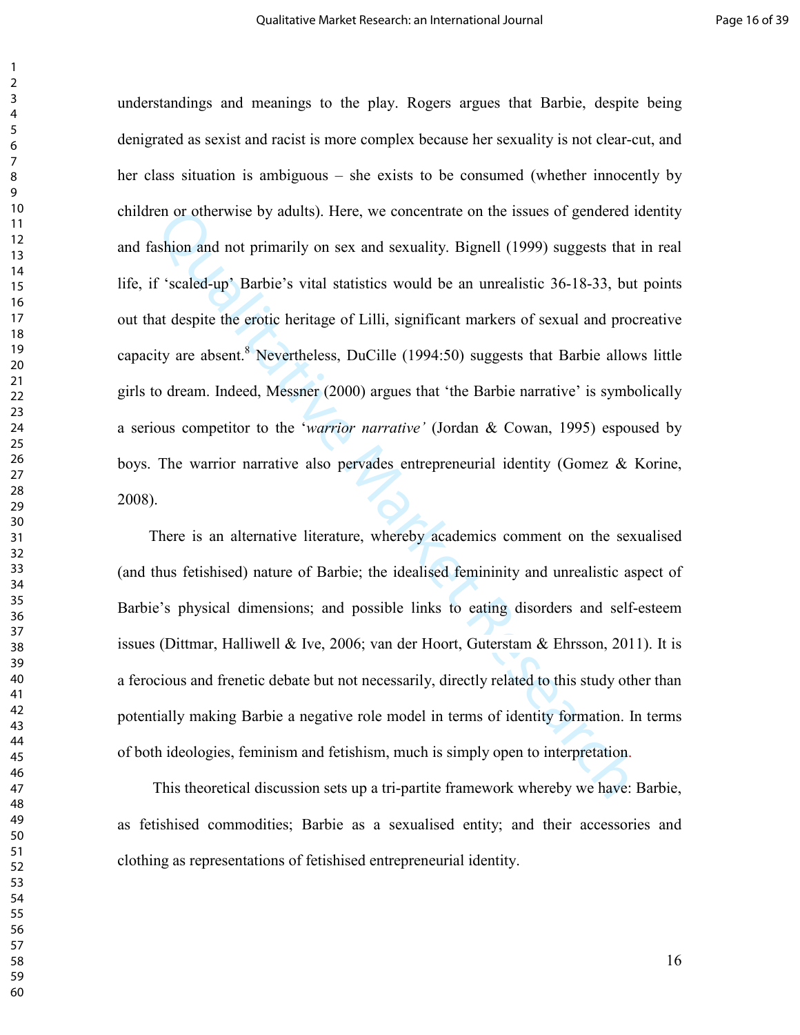understandings and meanings to the play. Rogers argues that Barbie, despite being denigrated as sexist and racist is more complex because her sexuality is not clear-cut, and her class situation is ambiguous – she exists to be consumed (whether innocently by children or otherwise by adults). Here, we concentrate on the issues of gendered identity and fashion and not primarily on sex and sexuality. Bignell (1999) suggests that in real life, if 'scaled-up' Barbie's vital statistics would be an unrealistic 36-18-33, but points out that despite the erotic heritage of Lilli, significant markers of sexual and procreative capacity are absent.[8] Nevertheless, DuCille (1994:50) suggests that Barbie allows little girls to dream. Indeed, Messner (2000) argues that 'the Barbie narrative' is symbolically a serious competitor to the '*warrior narrative'* (Jordan & Cowan, 1995) espoused by boys. The warrior narrative also pervades entrepreneurial identity (Gomez & Korine, 2008).

There is an alternative literature, whereby academics comment on the sexualised (and thus fetishised) nature of Barbie; the idealised femininity and unrealistic aspect of Barbie's physical dimensions; and possible links to eating disorders and self-esteem issues (Dittmar, Halliwell & Ive, 2006; van der Hoort, Guterstam & Ehrsson, 2011). It is a ferocious and frenetic debate but not necessarily, directly related to this study other than potentially making Barbie a negative role model in terms of identity formation. In terms of both ideologies, feminism and fetishism, much is simply open to interpretation.

This theoretical discussion sets up a tri-partite framework whereby we have: Barbie, as fetishised commodities; Barbie as a sexualised entity; and their accessories and clothing as representations of fetishised entrepreneurial identity.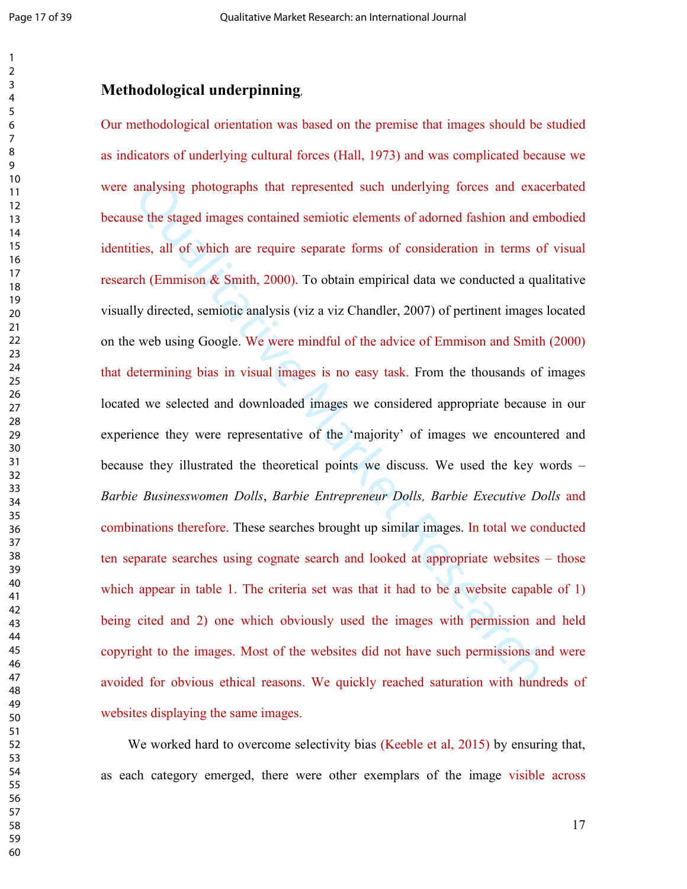## Methodological underpinning

Our methodological orientation was based on the premise that images should be studied as indicators of underlying cultural forces (Hall, 1973) and was complicated because we were analysing photographs that represented such underlying forces and exacerbated because the staged images contained semiotic elements of adorned fashion and embodied identities, all of which are require separate forms of consideration in terms of visual research (Emmison & Smith, 2000). To obtain empirical data we conducted a qualitative visually directed, semiotic analysis (viz a viz Chandler, 2007) of pertinent images located on the web using Google. We were mindful of the advice of Emmison and Smith (2000) that determining bias in visual images is no easy task. From the thousands of images located we selected and downloaded images we considered appropriate because in our experience they were representative of the 'majority' of images we encountered and because they illustrated the theoretical points we discuss. We used the key words – *Barbie Businesswomen Dolls*, *Barbie Entrepreneur Dolls, Barbie Executive Dolls* and combinations therefore. These searches brought up similar images. In total we conducted ten separate searches using cognate search and looked at appropriate websites – those which appear in table 1. The criteria set was that it had to be a website capable of 1) being cited and 2) one which obviously used the images with permission and held copyright to the images. Most of the websites did not have such permissions and were avoided for obvious ethical reasons. We quickly reached saturation with hundreds of websites displaying the same images.

We worked hard to overcome selectivity bias (Keeble et al, 2015) by ensuring that, as each category emerged, there were other exemplars of the image visible across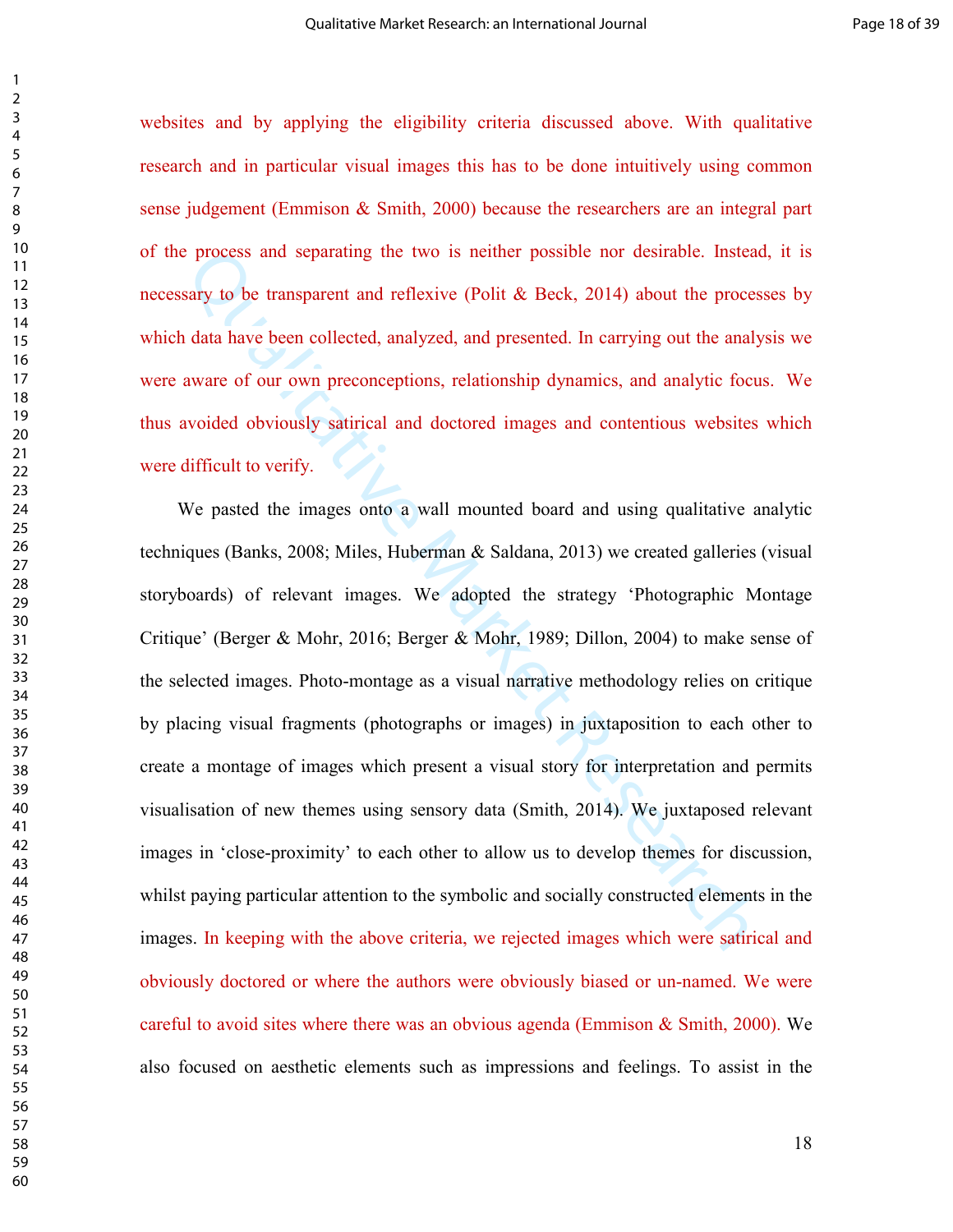websites and by applying the eligibility criteria discussed above. With qualitative research and in particular visual images this has to be done intuitively using common sense judgement (Emmison & Smith, 2000) because the researchers are an integral part of the process and separating the two is neither possible nor desirable. Instead, it is necessary to be transparent and reflexive (Polit & Beck, 2014) about the processes by which data have been collected, analyzed, and presented. In carrying out the analysis we were aware of our own preconceptions, relationship dynamics, and analytic focus. We thus avoided obviously satirical and doctored images and contentious websites which were difficult to verify.

We pasted the images onto a wall mounted board and using qualitative analytic techniques (Banks, 2008; Miles, Huberman & Saldana, 2013) we created galleries (visual storyboards) of relevant images. We adopted the strategy 'Photographic Montage Critique' (Berger & Mohr, 2016; Berger & Mohr, 1989; Dillon, 2004) to make sense of the selected images. Photo-montage as a visual narrative methodology relies on critique by placing visual fragments (photographs or images) in juxtaposition to each other to create a montage of images which present a visual story for interpretation and permits visualisation of new themes using sensory data (Smith, 2014). We juxtaposed relevant images in 'close-proximity' to each other to allow us to develop themes for discussion, whilst paying particular attention to the symbolic and socially constructed elements in the images. In keeping with the above criteria, we rejected images which were satirical and obviously doctored or where the authors were obviously biased or un-named. We were careful to avoid sites where there was an obvious agenda (Emmison & Smith, 2000). We also focused on aesthetic elements such as impressions and feelings. To assist in the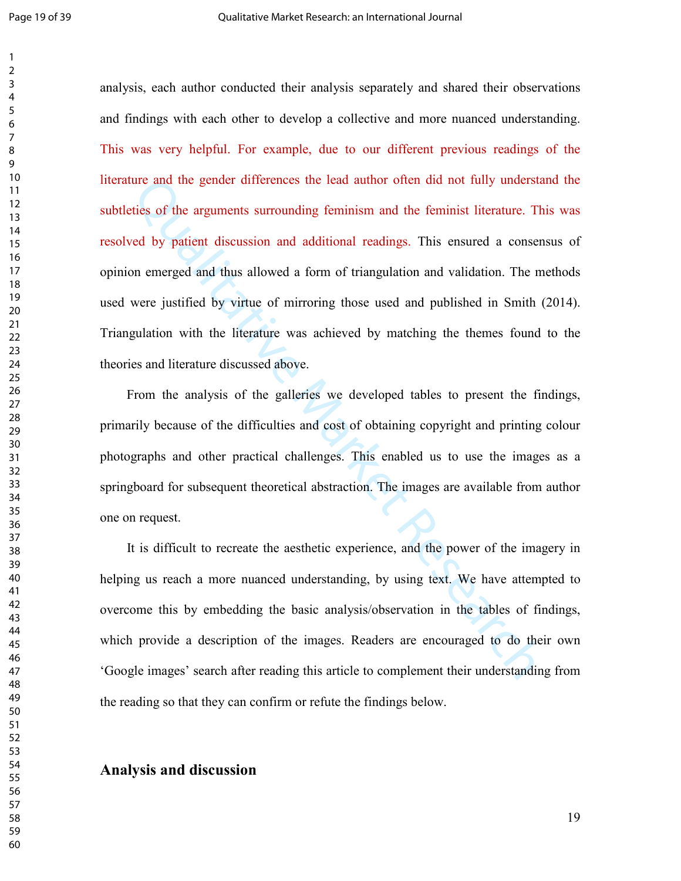analysis, each author conducted their analysis separately and shared their observations and findings with each other to develop a collective and more nuanced understanding. This was very helpful. For example, due to our different previous readings of the literature and the gender differences the lead author often did not fully understand the subtleties of the arguments surrounding feminism and the feminist literature. This was resolved by patient discussion and additional readings. This ensured a consensus of opinion emerged and thus allowed a form of triangulation and validation. The methods used were justified by virtue of mirroring those used and published in Smith (2014). Triangulation with the literature was achieved by matching the themes found to the theories and literature discussed above.

From the analysis of the galleries we developed tables to present the findings, primarily because of the difficulties and cost of obtaining copyright and printing colour photographs and other practical challenges. This enabled us to use the images as a springboard for subsequent theoretical abstraction. The images are available from author one on request.

It is difficult to recreate the aesthetic experience, and the power of the imagery in helping us reach a more nuanced understanding, by using text. We have attempted to overcome this by embedding the basic analysis/observation in the tables of findings, which provide a description of the images. Readers are encouraged to do their own 'Google images' search after reading this article to complement their understanding from the reading so that they can confirm or refute the findings below.

## Analysis and discussion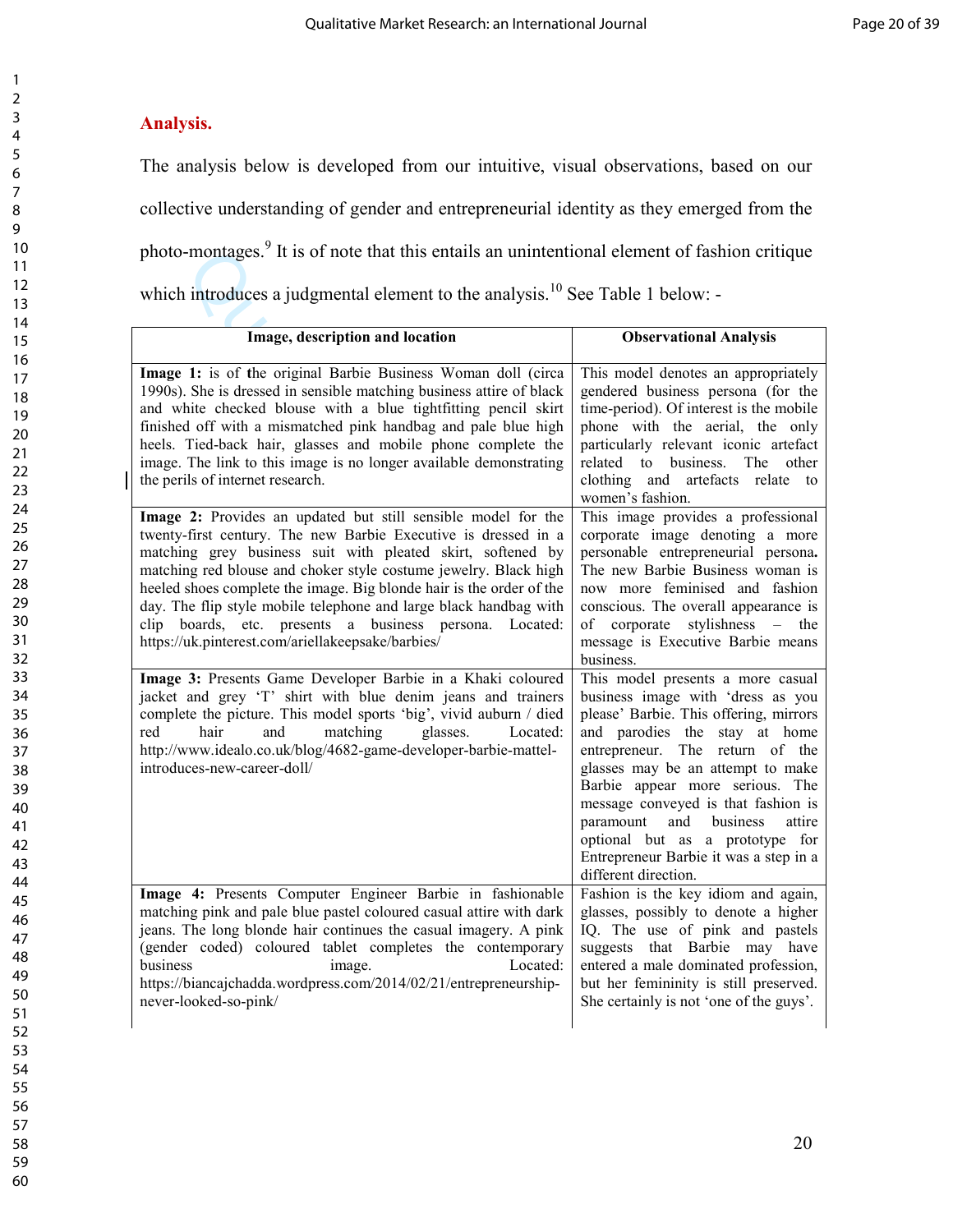## Analysis.

The analysis below is developed from our intuitive, visual observations, based on our collective understanding of gender and entrepreneurial identity as they emerged from the photo-montages.[9] It is of note that this entails an unintentional element of fashion critique which introduces a judgmental element to the analysis.[10] See Table 1 below: -

| Image, description and location | Observational Analysis |
| --- | --- |
| **Image 1:** is of the original Barbie Business Woman doll (circa 1990s). She is dressed in sensible matching business attire of black and white checked blouse with a blue tightfitting pencil skirt finished off with a mismatched pink handbag and pale blue high heels. Tied-back hair, glasses and mobile phone complete the image. The link to this image is no longer available demonstrating the perils of internet research. | This model denotes an appropriately gendered business persona (for the time-period). Of interest is the mobile phone with the aerial, the only particularly relevant iconic artefact related to business. The other clothing and artefacts relate to women's fashion. |
| **Image 2:** Provides an updated but still sensible model for the twenty-first century. The new Barbie Executive is dressed in a matching grey business suit with pleated skirt, softened by matching red blouse and choker style costume jewelry. Black high heeled shoes complete the image. Big blonde hair is the order of the day. The flip style mobile telephone and large black handbag with clip boards, etc. presents a business persona. Located: https://uk.pinterest.com/ariellakeepsake/barbies/ | This image provides a professional corporate image denoting a more personable entrepreneurial persona**.** The new Barbie Business woman is now more feminised and fashion conscious. The overall appearance is of corporate stylishness – the message is Executive Barbie means business. |
| **Image 3:** Presents Game Developer Barbie in a Khaki coloured jacket and grey 'T' shirt with blue denim jeans and trainers complete the picture. This model sports 'big', vivid auburn / died red hair and matching glasses. Located: http://www.idealo.co.uk/blog/4682-game-developer-barbie-mattel-introduces-new-career-doll/ | This model presents a more casual business image with 'dress as you please' Barbie. This offering, mirrors and parodies the stay at home entrepreneur. The return of the glasses may be an attempt to make Barbie appear more serious. The message conveyed is that fashion is paramount and business attire optional but as a prototype for Entrepreneur Barbie it was a step in a different direction. |
| **Image 4:** Presents Computer Engineer Barbie in fashionable matching pink and pale blue pastel coloured casual attire with dark jeans. The long blonde hair continues the casual imagery. A pink (gender coded) coloured tablet completes the contemporary business image. Located: https://biancajchadda.wordpress.com/2014/02/21/entrepreneurship-never-looked-so-pink/ | Fashion is the key idiom and again, glasses, possibly to denote a higher IQ. The use of pink and pastels suggests that Barbie may have entered a male dominated profession, but her femininity is still preserved. She certainly is not 'one of the guys'. |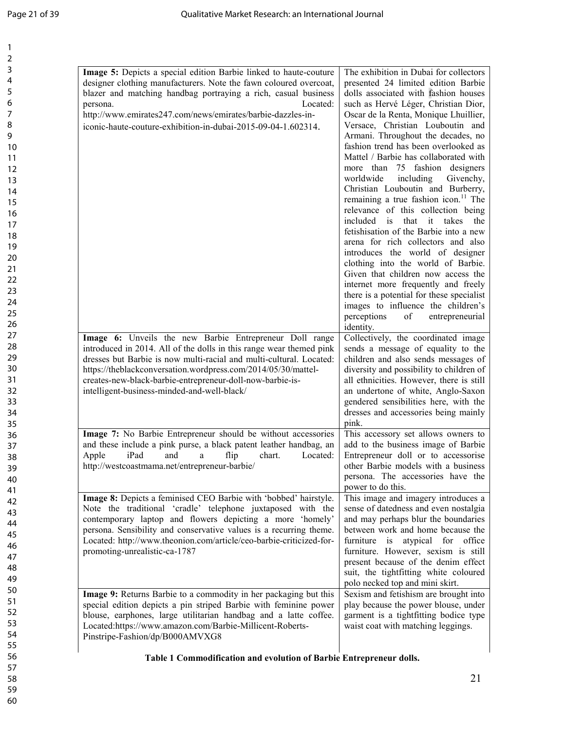| | |
|---|---|
| **Image 5:** Depicts a special edition Barbie linked to haute-couture designer clothing manufacturers. Note the fawn coloured overcoat, blazer and matching handbag portraying a rich, casual business persona. Located: http://www.emirates247.com/news/emirates/barbie-dazzles-in-iconic-haute-couture-exhibition-in-dubai-2015-09-04-1.602314. | The exhibition in Dubai for collectors presented 24 limited edition Barbie dolls associated with fashion houses such as Hervé Léger, Christian Dior, Oscar de la Renta, Monique Lhuillier, Versace, Christian Louboutin and Armani. Throughout the decades, no fashion trend has been overlooked as Mattel / Barbie has collaborated with more than 75 fashion designers worldwide including Givenchy, Christian Louboutin and Burberry, remaining a true fashion icon.[11] The relevance of this collection being included is that it takes the fetishisation of the Barbie into a new arena for rich collectors and also introduces the world of designer clothing into the world of Barbie. Given that children now access the internet more frequently and freely there is a potential for these specialist images to influence the children's perceptions of entrepreneurial identity. |
| **Image 6:** Unveils the new Barbie Entrepreneur Doll range introduced in 2014. All of the dolls in this range wear themed pink dresses but Barbie is now multi-racial and multi-cultural. Located: https://theblackconversation.wordpress.com/2014/05/30/mattel-creates-new-black-barbie-entrepreneur-doll-now-barbie-is-intelligent-business-minded-and-well-black/ | Collectively, the coordinated image sends a message of equality to the children and also sends messages of diversity and possibility to children of all ethnicities. However, there is still an undertone of white, Anglo-Saxon gendered sensibilities here, with the dresses and accessories being mainly pink. |
| **Image 7:** No Barbie Entrepreneur should be without accessories and these include a pink purse, a black patent leather handbag, an Apple iPad and a flip chart. Located: http://westcoastmama.net/entrepreneur-barbie/ | This accessory set allows owners to add to the business image of Barbie Entrepreneur doll or to accessorise other Barbie models with a business persona. The accessories have the power to do this. |
| **Image 8:** Depicts a feminised CEO Barbie with 'bobbed' hairstyle. Note the traditional 'cradle' telephone juxtaposed with the contemporary laptop and flowers depicting a more 'homely' persona. Sensibility and conservative values is a recurring theme. Located: http://www.theonion.com/article/ceo-barbie-criticized-for-promoting-unrealistic-ca-1787 | This image and imagery introduces a sense of datedness and even nostalgia and may perhaps blur the boundaries between work and home because the furniture is atypical for office furniture. However, sexism is still present because of the denim effect suit, the tightfitting white coloured polo necked top and mini skirt. |
| **Image 9:** Returns Barbie to a commodity in her packaging but this special edition depicts a pin striped Barbie with feminine power blouse, earphones, large utilitarian handbag and a latte coffee. Located:https://www.amazon.com/Barbie-Millicent-Roberts-Pinstripe-Fashion/dp/B000AMVXG8 | Sexism and fetishism are brought into play because the power blouse, under garment is a tightfitting bodice type waist coat with matching leggings. |

**Table 1 Commodification and evolution of Barbie Entrepreneur dolls.**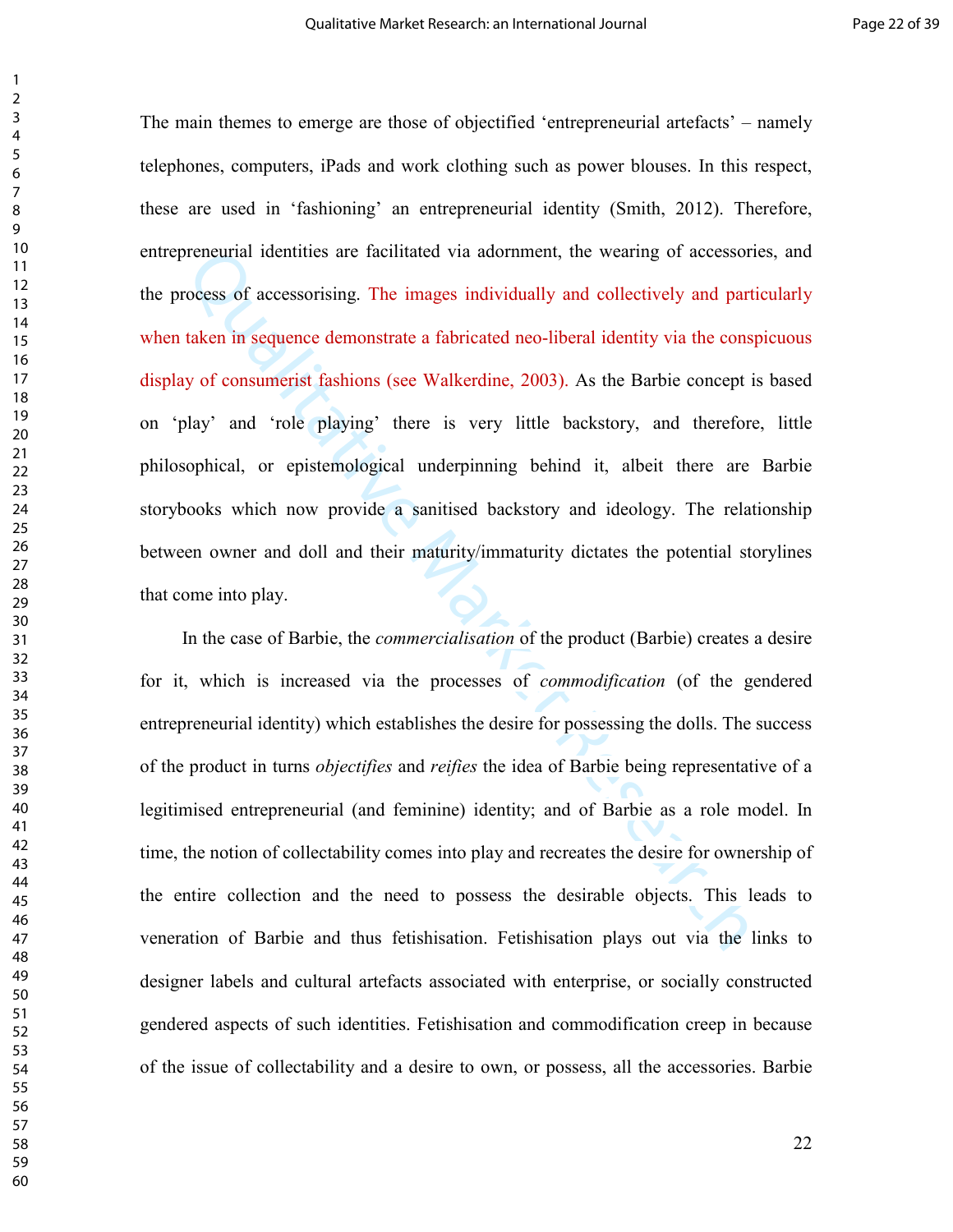The main themes to emerge are those of objectified 'entrepreneurial artefacts' – namely telephones, computers, iPads and work clothing such as power blouses. In this respect, these are used in 'fashioning' an entrepreneurial identity (Smith, 2012). Therefore, entrepreneurial identities are facilitated via adornment, the wearing of accessories, and the process of accessorising. The images individually and collectively and particularly when taken in sequence demonstrate a fabricated neo-liberal identity via the conspicuous display of consumerist fashions (see Walkerdine, 2003). As the Barbie concept is based on 'play' and 'role playing' there is very little backstory, and therefore, little philosophical, or epistemological underpinning behind it, albeit there are Barbie storybooks which now provide a sanitised backstory and ideology. The relationship between owner and doll and their maturity/immaturity dictates the potential storylines that come into play.

In the case of Barbie, the *commercialisation* of the product (Barbie) creates a desire for it, which is increased via the processes of *commodification* (of the gendered entrepreneurial identity) which establishes the desire for possessing the dolls. The success of the product in turns *objectifies* and *reifies* the idea of Barbie being representative of a legitimised entrepreneurial (and feminine) identity; and of Barbie as a role model. In time, the notion of collectability comes into play and recreates the desire for ownership of the entire collection and the need to possess the desirable objects. This leads to veneration of Barbie and thus fetishisation. Fetishisation plays out via the links to designer labels and cultural artefacts associated with enterprise, or socially constructed gendered aspects of such identities. Fetishisation and commodification creep in because of the issue of collectability and a desire to own, or possess, all the accessories. Barbie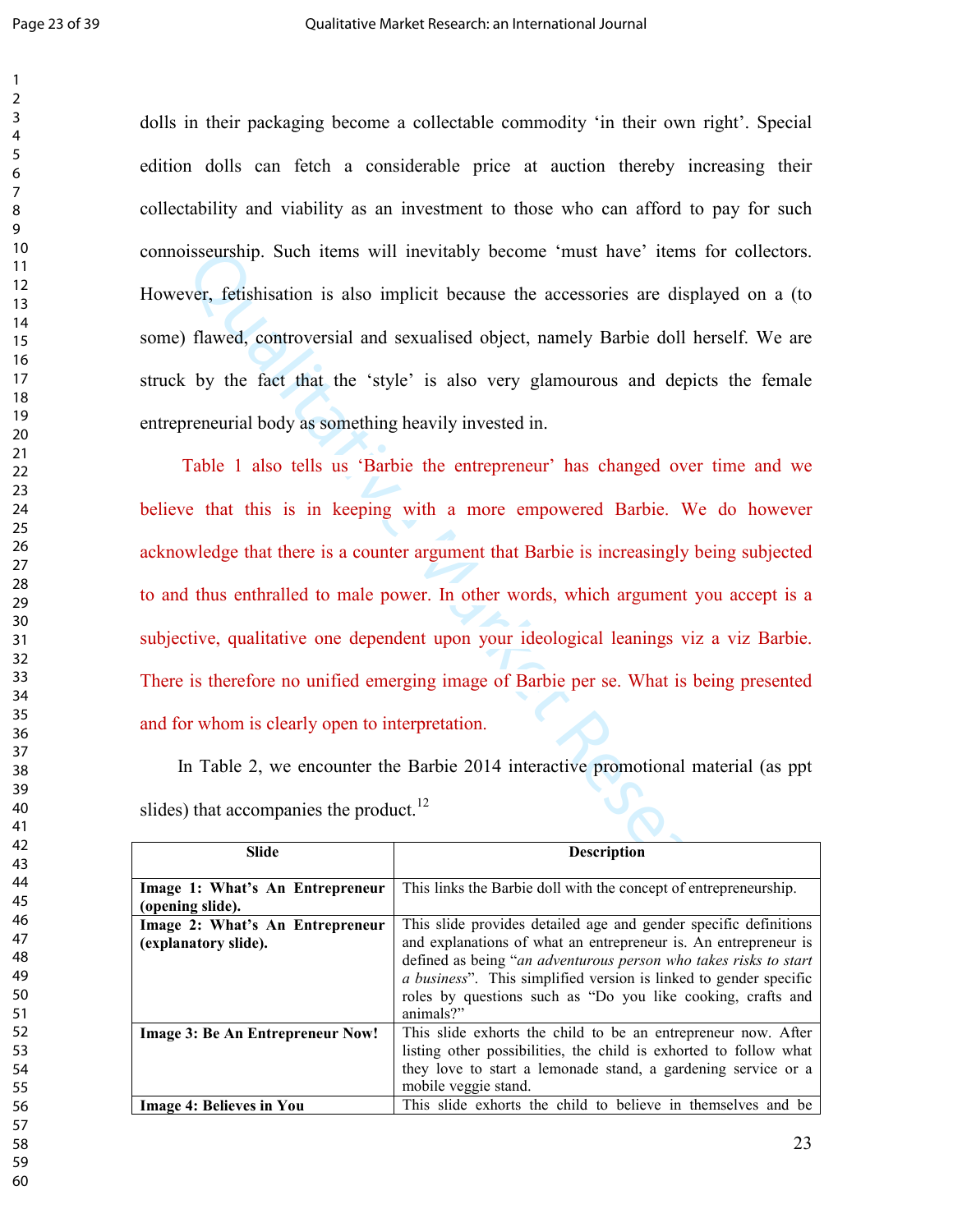dolls in their packaging become a collectable commodity 'in their own right'. Special edition dolls can fetch a considerable price at auction thereby increasing their collectability and viability as an investment to those who can afford to pay for such connoisseurship. Such items will inevitably become 'must have' items for collectors. However, fetishisation is also implicit because the accessories are displayed on a (to some) flawed, controversial and sexualised object, namely Barbie doll herself. We are struck by the fact that the 'style' is also very glamourous and depicts the female entrepreneurial body as something heavily invested in.

Table 1 also tells us 'Barbie the entrepreneur' has changed over time and we believe that this is in keeping with a more empowered Barbie. We do however acknowledge that there is a counter argument that Barbie is increasingly being subjected to and thus enthralled to male power. In other words, which argument you accept is a subjective, qualitative one dependent upon your ideological leanings viz a viz Barbie. There is therefore no unified emerging image of Barbie per se. What is being presented and for whom is clearly open to interpretation.

In Table 2, we encounter the Barbie 2014 interactive promotional material (as ppt slides) that accompanies the product.[12]

| Slide | Description |
|---|---|
| **Image 1: What's An Entrepreneur (opening slide).** | This links the Barbie doll with the concept of entrepreneurship. |
| **Image 2: What's An Entrepreneur (explanatory slide).** | This slide provides detailed age and gender specific definitions and explanations of what an entrepreneur is. An entrepreneur is defined as being "*an adventurous person who takes risks to start a business*". This simplified version is linked to gender specific roles by questions such as "Do you like cooking, crafts and animals?" |
| **Image 3: Be An Entrepreneur Now!** | This slide exhorts the child to be an entrepreneur now. After listing other possibilities, the child is exhorted to follow what they love to start a lemonade stand, a gardening service or a mobile veggie stand. |
| **Image 4: Believes in You** | This slide exhorts the child to believe in themselves and be |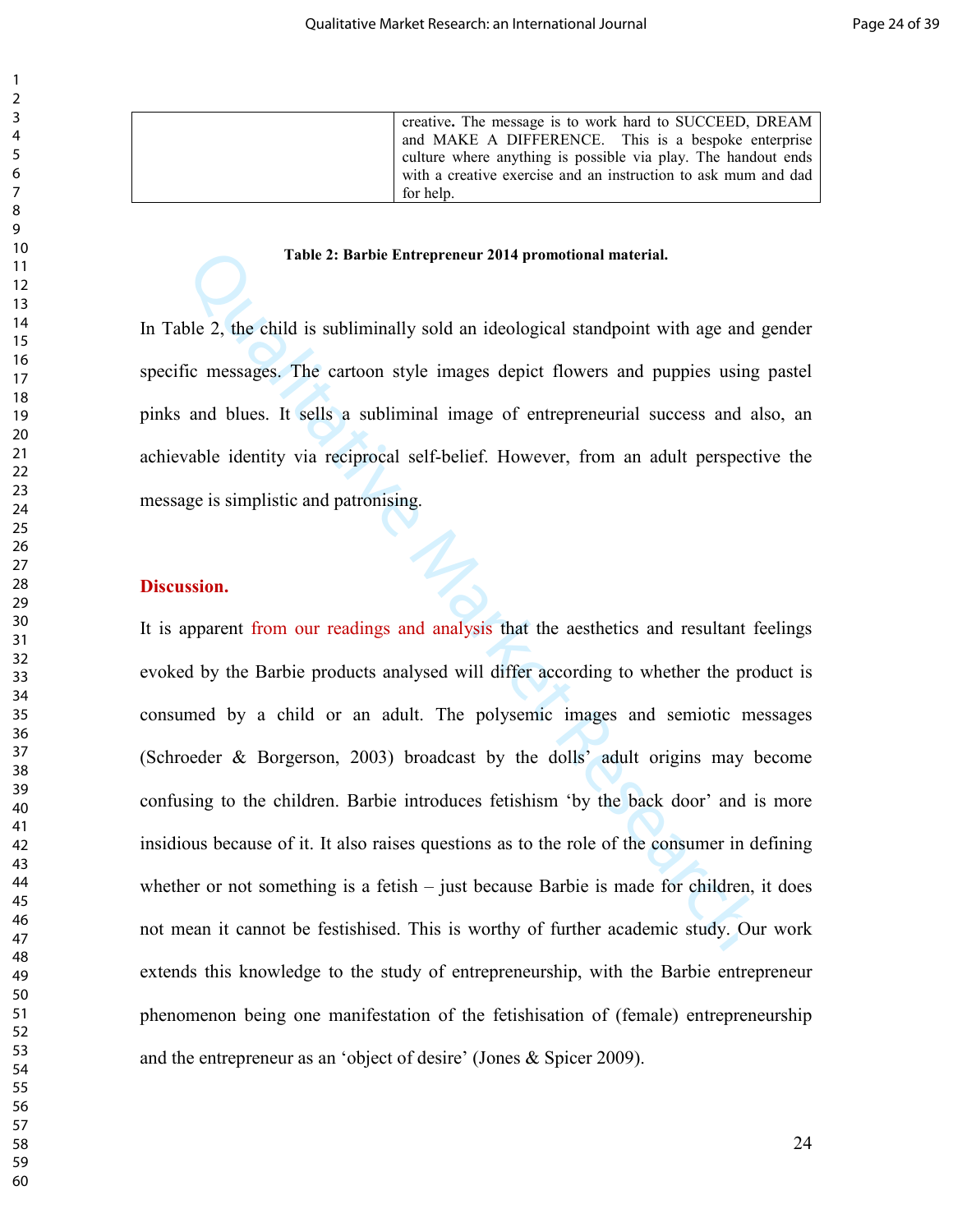| | |
|---|---|
| | creative**.** The message is to work hard to SUCCEED, DREAM and MAKE A DIFFERENCE. This is a bespoke enterprise culture where anything is possible via play. The handout ends with a creative exercise and an instruction to ask mum and dad for help. |

**Table 2: Barbie Entrepreneur 2014 promotional material.**

In Table 2, the child is subliminally sold an ideological standpoint with age and gender specific messages. The cartoon style images depict flowers and puppies using pastel pinks and blues. It sells a subliminal image of entrepreneurial success and also, an achievable identity via reciprocal self-belief. However, from an adult perspective the message is simplistic and patronising.

## Discussion.

It is apparent from our readings and analysis that the aesthetics and resultant feelings evoked by the Barbie products analysed will differ according to whether the product is consumed by a child or an adult. The polysemic images and semiotic messages (Schroeder & Borgerson, 2003) broadcast by the dolls' adult origins may become confusing to the children. Barbie introduces fetishism 'by the back door' and is more insidious because of it. It also raises questions as to the role of the consumer in defining whether or not something is a fetish – just because Barbie is made for children, it does not mean it cannot be festishised. This is worthy of further academic study. Our work extends this knowledge to the study of entrepreneurship, with the Barbie entrepreneur phenomenon being one manifestation of the fetishisation of (female) entrepreneurship and the entrepreneur as an 'object of desire' (Jones & Spicer 2009).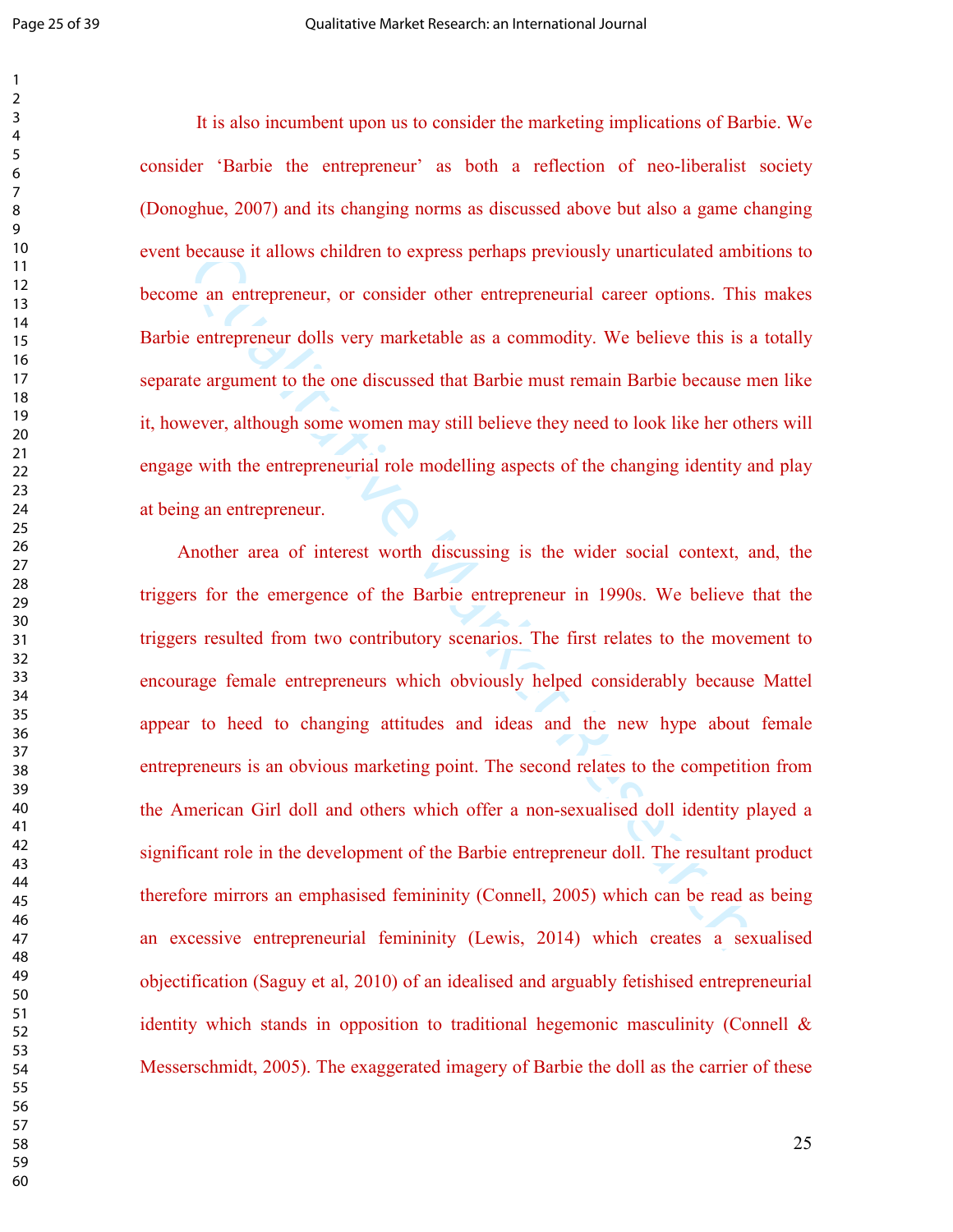It is also incumbent upon us to consider the marketing implications of Barbie. We consider 'Barbie the entrepreneur' as both a reflection of neo-liberalist society (Donoghue, 2007) and its changing norms as discussed above but also a game changing event because it allows children to express perhaps previously unarticulated ambitions to become an entrepreneur, or consider other entrepreneurial career options. This makes Barbie entrepreneur dolls very marketable as a commodity. We believe this is a totally separate argument to the one discussed that Barbie must remain Barbie because men like it, however, although some women may still believe they need to look like her others will engage with the entrepreneurial role modelling aspects of the changing identity and play at being an entrepreneur.

Another area of interest worth discussing is the wider social context, and, the triggers for the emergence of the Barbie entrepreneur in 1990s. We believe that the triggers resulted from two contributory scenarios. The first relates to the movement to encourage female entrepreneurs which obviously helped considerably because Mattel appear to heed to changing attitudes and ideas and the new hype about female entrepreneurs is an obvious marketing point. The second relates to the competition from the American Girl doll and others which offer a non-sexualised doll identity played a significant role in the development of the Barbie entrepreneur doll. The resultant product therefore mirrors an emphasised femininity (Connell, 2005) which can be read as being an excessive entrepreneurial femininity (Lewis, 2014) which creates a sexualised objectification (Saguy et al, 2010) of an idealised and arguably fetishised entrepreneurial identity which stands in opposition to traditional hegemonic masculinity (Connell & Messerschmidt, 2005). The exaggerated imagery of Barbie the doll as the carrier of these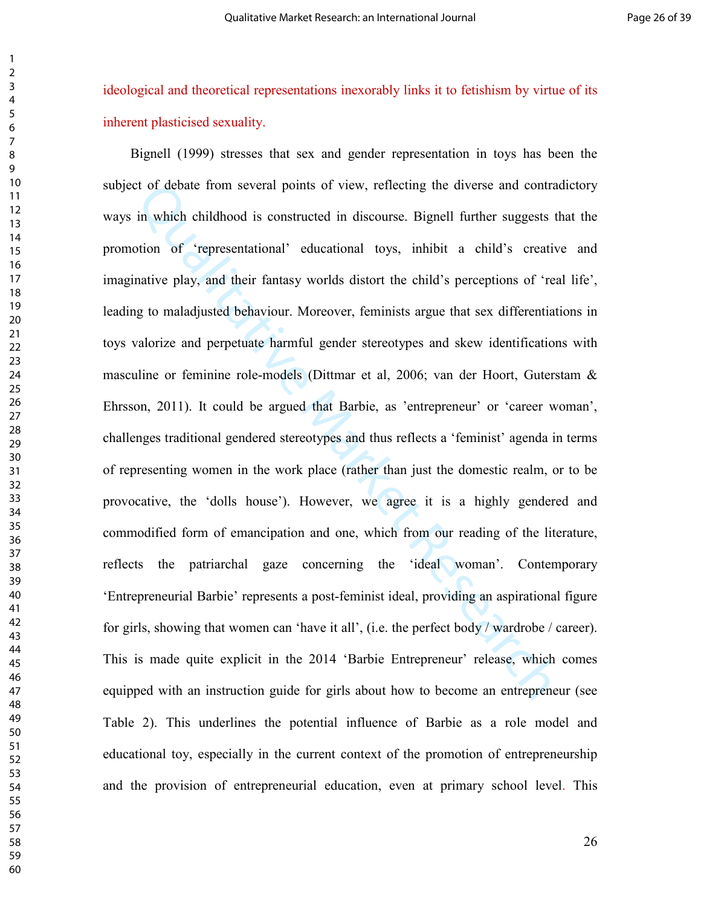ideological and theoretical representations inexorably links it to fetishism by virtue of its inherent plasticised sexuality.

Bignell (1999) stresses that sex and gender representation in toys has been the subject of debate from several points of view, reflecting the diverse and contradictory ways in which childhood is constructed in discourse. Bignell further suggests that the promotion of 'representational' educational toys, inhibit a child's creative and imaginative play, and their fantasy worlds distort the child's perceptions of 'real life', leading to maladjusted behaviour. Moreover, feminists argue that sex differentiations in toys valorize and perpetuate harmful gender stereotypes and skew identifications with masculine or feminine role-models (Dittmar et al, 2006; van der Hoort, Guterstam & Ehrsson, 2011). It could be argued that Barbie, as 'entrepreneur' or 'career woman', challenges traditional gendered stereotypes and thus reflects a 'feminist' agenda in terms of representing women in the work place (rather than just the domestic realm, or to be provocative, the 'dolls house'). However, we agree it is a highly gendered and commodified form of emancipation and one, which from our reading of the literature, reflects the patriarchal gaze concerning the 'ideal woman'. Contemporary 'Entrepreneurial Barbie' represents a post-feminist ideal, providing an aspirational figure for girls, showing that women can 'have it all', (i.e. the perfect body / wardrobe / career). This is made quite explicit in the 2014 'Barbie Entrepreneur' release, which comes equipped with an instruction guide for girls about how to become an entrepreneur (see Table 2). This underlines the potential influence of Barbie as a role model and educational toy, especially in the current context of the promotion of entrepreneurship and the provision of entrepreneurial education, even at primary school level. This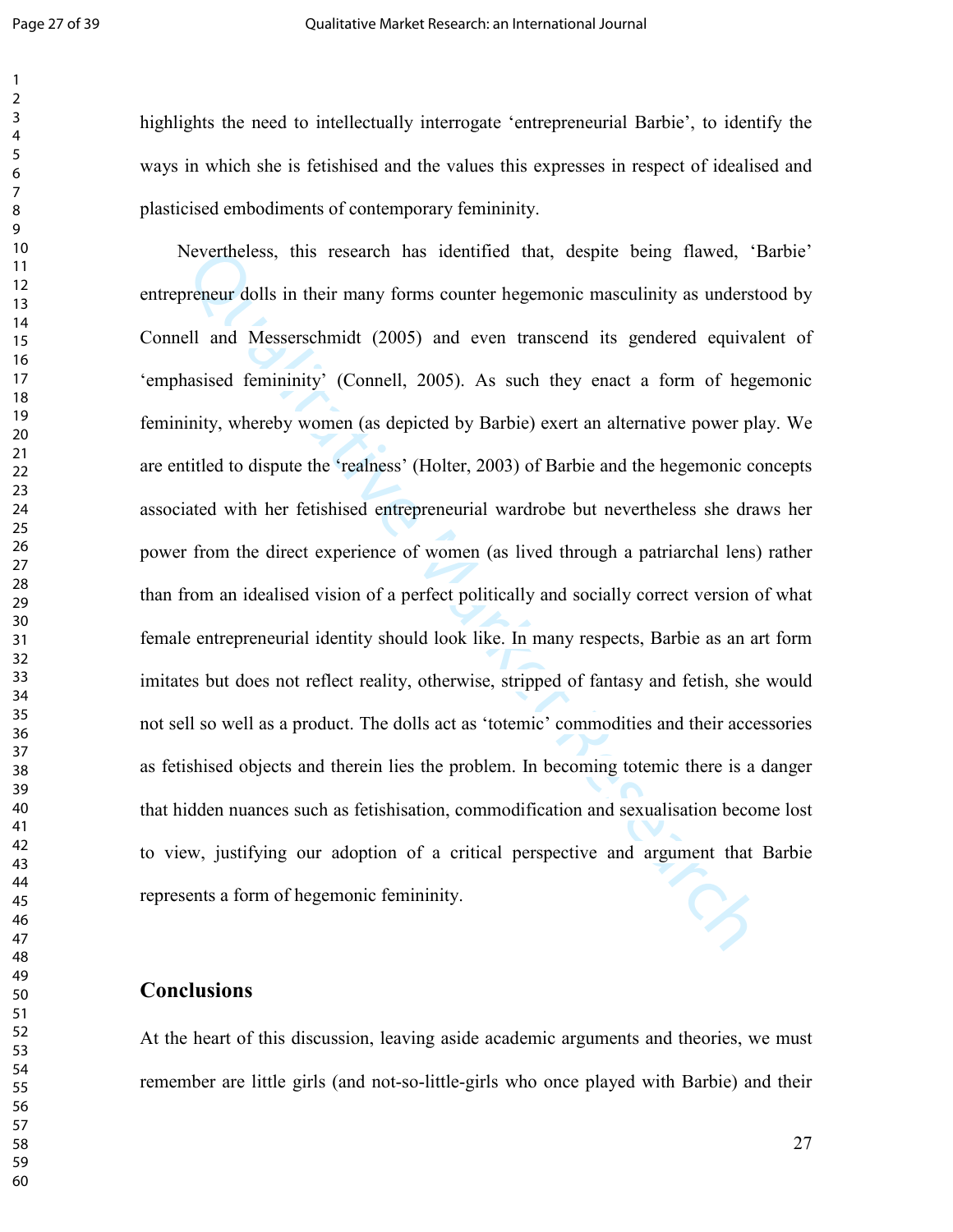highlights the need to intellectually interrogate 'entrepreneurial Barbie', to identify the ways in which she is fetishised and the values this expresses in respect of idealised and plasticised embodiments of contemporary femininity.

Nevertheless, this research has identified that, despite being flawed, 'Barbie' entrepreneur dolls in their many forms counter hegemonic masculinity as understood by Connell and Messerschmidt (2005) and even transcend its gendered equivalent of 'emphasised femininity' (Connell, 2005). As such they enact a form of hegemonic femininity, whereby women (as depicted by Barbie) exert an alternative power play. We are entitled to dispute the 'realness' (Holter, 2003) of Barbie and the hegemonic concepts associated with her fetishised entrepreneurial wardrobe but nevertheless she draws her power from the direct experience of women (as lived through a patriarchal lens) rather than from an idealised vision of a perfect politically and socially correct version of what female entrepreneurial identity should look like. In many respects, Barbie as an art form imitates but does not reflect reality, otherwise, stripped of fantasy and fetish, she would not sell so well as a product. The dolls act as 'totemic' commodities and their accessories as fetishised objects and therein lies the problem. In becoming totemic there is a danger that hidden nuances such as fetishisation, commodification and sexualisation become lost to view, justifying our adoption of a critical perspective and argument that Barbie represents a form of hegemonic femininity.

## Conclusions

At the heart of this discussion, leaving aside academic arguments and theories, we must remember are little girls (and not-so-little-girls who once played with Barbie) and their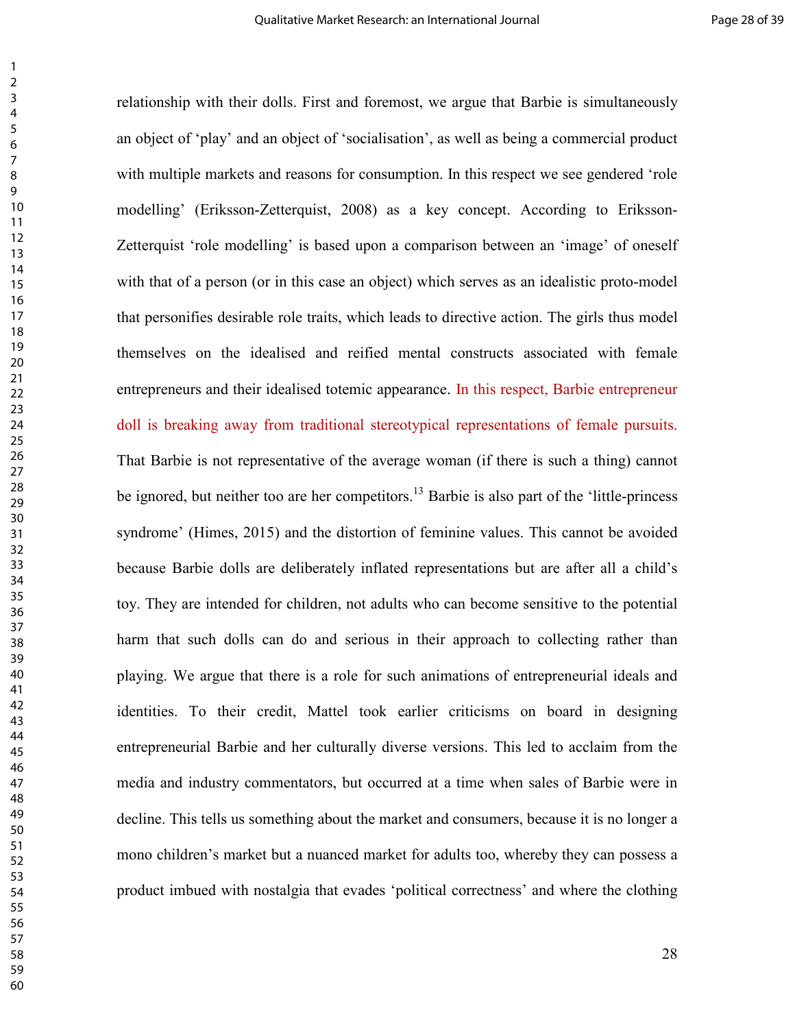relationship with their dolls. First and foremost, we argue that Barbie is simultaneously an object of 'play' and an object of 'socialisation', as well as being a commercial product with multiple markets and reasons for consumption. In this respect we see gendered 'role modelling' (Eriksson-Zetterquist, 2008) as a key concept. According to Eriksson-Zetterquist 'role modelling' is based upon a comparison between an 'image' of oneself with that of a person (or in this case an object) which serves as an idealistic proto-model that personifies desirable role traits, which leads to directive action. The girls thus model themselves on the idealised and reified mental constructs associated with female entrepreneurs and their idealised totemic appearance. In this respect, Barbie entrepreneur doll is breaking away from traditional stereotypical representations of female pursuits. That Barbie is not representative of the average woman (if there is such a thing) cannot be ignored, but neither too are her competitors.[13] Barbie is also part of the 'little-princess syndrome' (Himes, 2015) and the distortion of feminine values. This cannot be avoided because Barbie dolls are deliberately inflated representations but are after all a child's toy. They are intended for children, not adults who can become sensitive to the potential harm that such dolls can do and serious in their approach to collecting rather than playing. We argue that there is a role for such animations of entrepreneurial ideals and identities. To their credit, Mattel took earlier criticisms on board in designing entrepreneurial Barbie and her culturally diverse versions. This led to acclaim from the media and industry commentators, but occurred at a time when sales of Barbie were in decline. This tells us something about the market and consumers, because it is no longer a mono children's market but a nuanced market for adults too, whereby they can possess a product imbued with nostalgia that evades 'political correctness' and where the clothing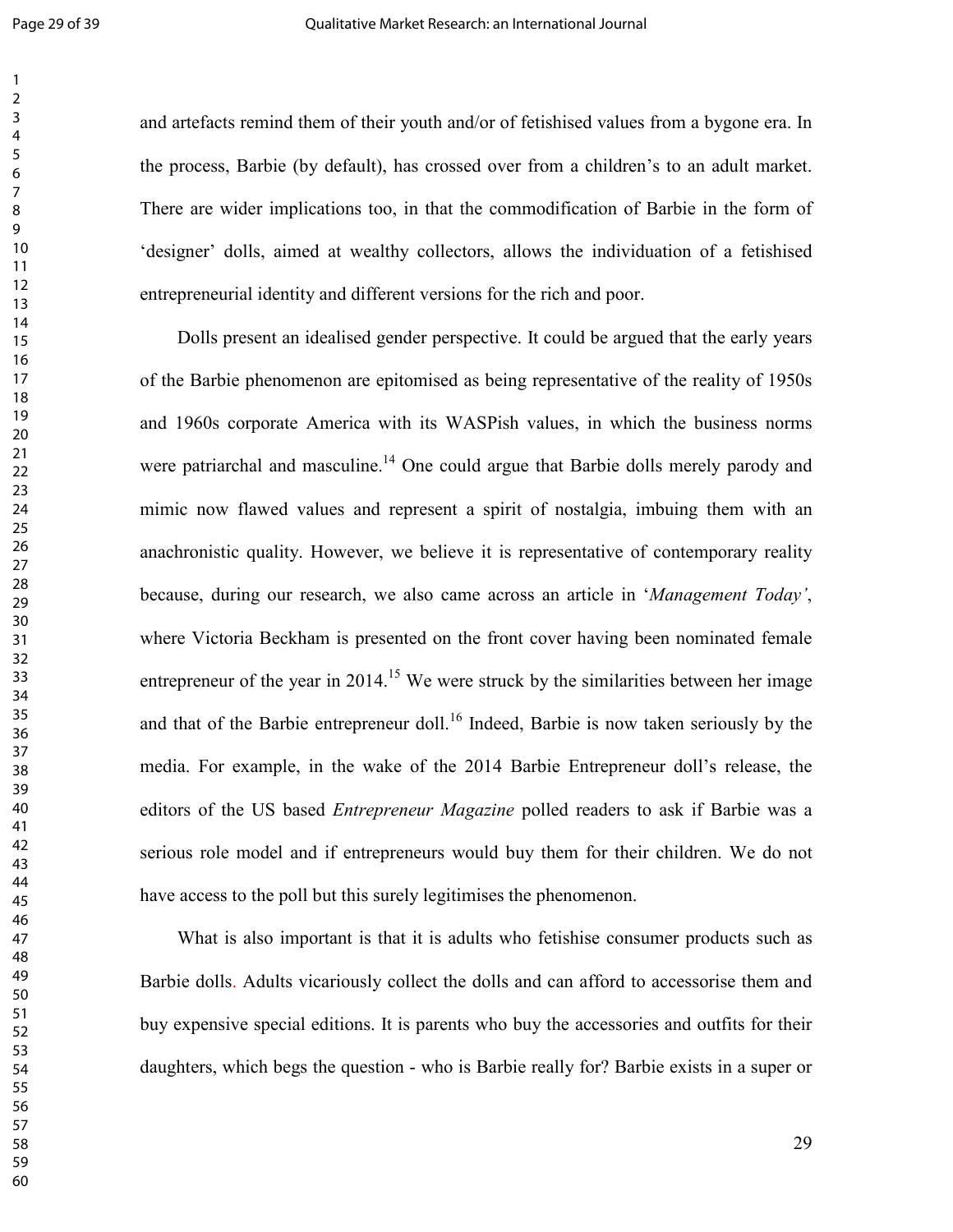and artefacts remind them of their youth and/or of fetishised values from a bygone era. In the process, Barbie (by default), has crossed over from a children's to an adult market. There are wider implications too, in that the commodification of Barbie in the form of 'designer' dolls, aimed at wealthy collectors, allows the individuation of a fetishised entrepreneurial identity and different versions for the rich and poor.

Dolls present an idealised gender perspective. It could be argued that the early years of the Barbie phenomenon are epitomised as being representative of the reality of 1950s and 1960s corporate America with its WASPish values, in which the business norms were patriarchal and masculine.[14] One could argue that Barbie dolls merely parody and mimic now flawed values and represent a spirit of nostalgia, imbuing them with an anachronistic quality. However, we believe it is representative of contemporary reality because, during our research, we also came across an article in '*Management Today'*, where Victoria Beckham is presented on the front cover having been nominated female entrepreneur of the year in 2014.[15] We were struck by the similarities between her image and that of the Barbie entrepreneur doll.[16] Indeed, Barbie is now taken seriously by the media. For example, in the wake of the 2014 Barbie Entrepreneur doll's release, the editors of the US based *Entrepreneur Magazine* polled readers to ask if Barbie was a serious role model and if entrepreneurs would buy them for their children. We do not have access to the poll but this surely legitimises the phenomenon.

What is also important is that it is adults who fetishise consumer products such as Barbie dolls. Adults vicariously collect the dolls and can afford to accessorise them and buy expensive special editions. It is parents who buy the accessories and outfits for their daughters, which begs the question - who is Barbie really for? Barbie exists in a super or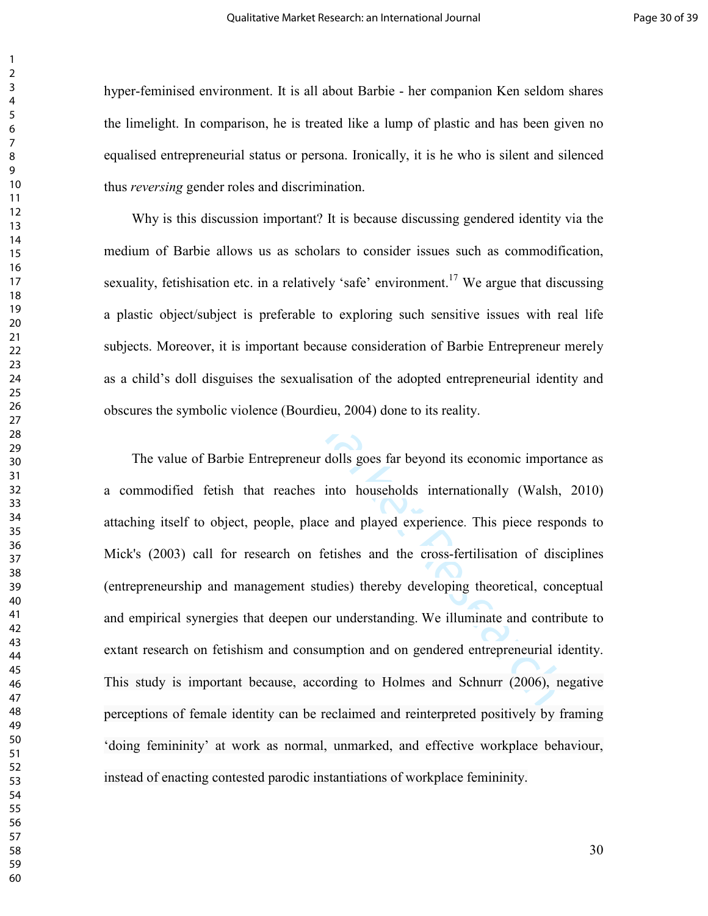hyper-feminised environment. It is all about Barbie - her companion Ken seldom shares the limelight. In comparison, he is treated like a lump of plastic and has been given no equalised entrepreneurial status or persona. Ironically, it is he who is silent and silenced thus *reversing* gender roles and discrimination.

Why is this discussion important? It is because discussing gendered identity via the medium of Barbie allows us as scholars to consider issues such as commodification, sexuality, fetishisation etc. in a relatively 'safe' environment.[17] We argue that discussing a plastic object/subject is preferable to exploring such sensitive issues with real life subjects. Moreover, it is important because consideration of Barbie Entrepreneur merely as a child's doll disguises the sexualisation of the adopted entrepreneurial identity and obscures the symbolic violence (Bourdieu, 2004) done to its reality.

The value of Barbie Entrepreneur dolls goes far beyond its economic importance as a commodified fetish that reaches into households internationally (Walsh, 2010) attaching itself to object, people, place and played experience. This piece responds to Mick's (2003) call for research on fetishes and the cross-fertilisation of disciplines (entrepreneurship and management studies) thereby developing theoretical, conceptual and empirical synergies that deepen our understanding. We illuminate and contribute to extant research on fetishism and consumption and on gendered entrepreneurial identity. This study is important because, according to Holmes and Schnurr (2006), negative perceptions of female identity can be reclaimed and reinterpreted positively by framing 'doing femininity' at work as normal, unmarked, and effective workplace behaviour, instead of enacting contested parodic instantiations of workplace femininity.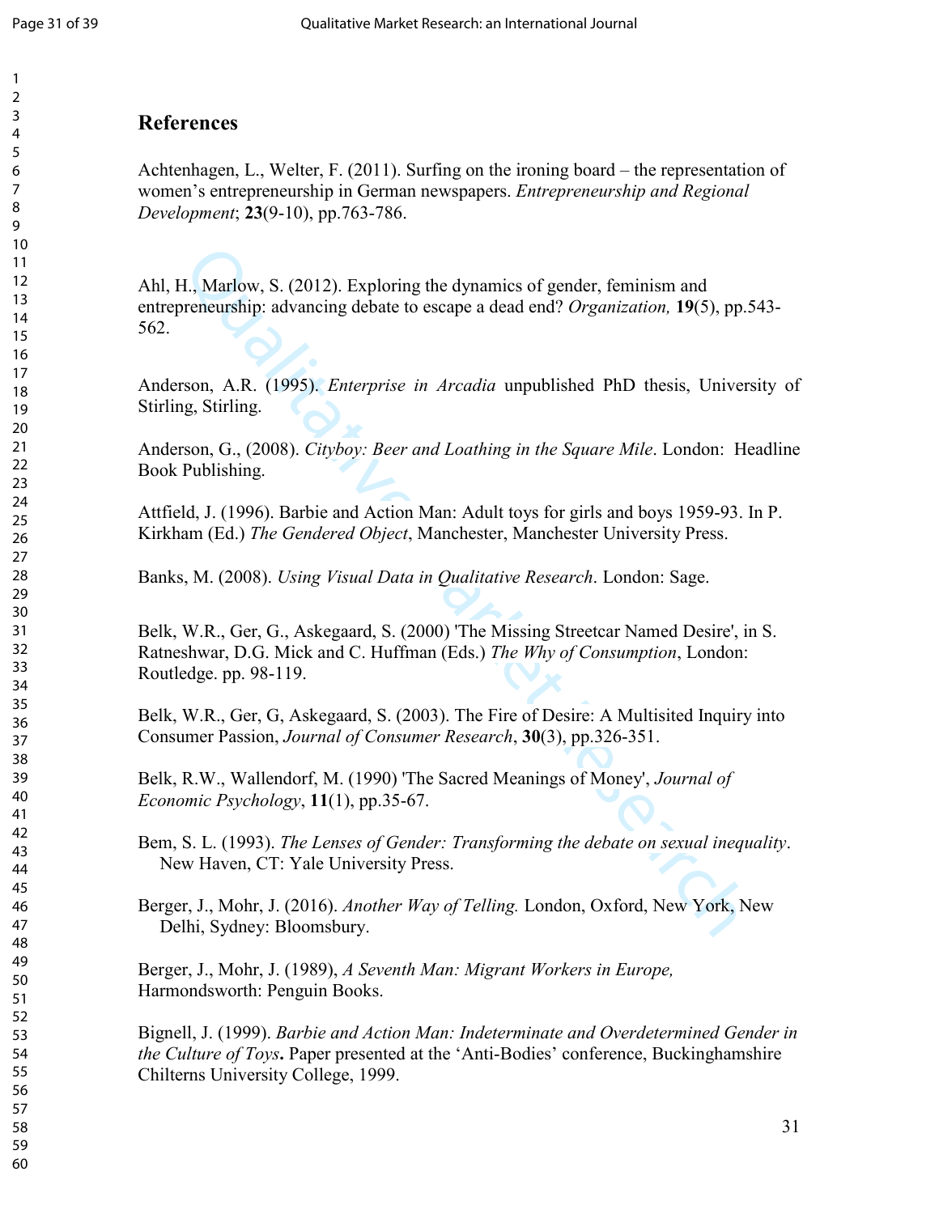# References

Achtenhagen, L., Welter, F. (2011). Surfing on the ironing board – the representation of women's entrepreneurship in German newspapers. *Entrepreneurship and Regional Development*; **23**(9-10), pp.763-786.

Ahl, H., Marlow, S. (2012). Exploring the dynamics of gender, feminism and entrepreneurship: advancing debate to escape a dead end? *Organization,* **19**(5), pp.543-562.

Anderson, A.R. (1995). *Enterprise in Arcadia* unpublished PhD thesis, University of Stirling, Stirling.

Anderson, G., (2008). *Cityboy: Beer and Loathing in the Square Mile*. London: Headline Book Publishing.

Attfield, J. (1996). Barbie and Action Man: Adult toys for girls and boys 1959-93. In P. Kirkham (Ed.) *The Gendered Object*, Manchester, Manchester University Press.

Banks, M. (2008). *Using Visual Data in Qualitative Research*. London: Sage.

Belk, W.R., Ger, G., Askegaard, S. (2000) 'The Missing Streetcar Named Desire', in S. Ratneshwar, D.G. Mick and C. Huffman (Eds.) *The Why of Consumption*, London: Routledge. pp. 98-119.

Belk, W.R., Ger, G, Askegaard, S. (2003). The Fire of Desire: A Multisited Inquiry into Consumer Passion, *Journal of Consumer Research*, **30**(3), pp.326-351.

Belk, R.W., Wallendorf, M. (1990) 'The Sacred Meanings of Money', *Journal of Economic Psychology*, **11**(1), pp.35-67.

Bem, S. L. (1993). *The Lenses of Gender: Transforming the debate on sexual inequality*. New Haven, CT: Yale University Press.

Berger, J., Mohr, J. (2016). *Another Way of Telling.* London, Oxford, New York, New Delhi, Sydney: Bloomsbury.

Berger, J., Mohr, J. (1989), *A Seventh Man: Migrant Workers in Europe,* Harmondsworth: Penguin Books.

Bignell, J. (1999). *Barbie and Action Man: Indeterminate and Overdetermined Gender in the Culture of Toys***.** Paper presented at the 'Anti-Bodies' conference, Buckinghamshire Chilterns University College, 1999.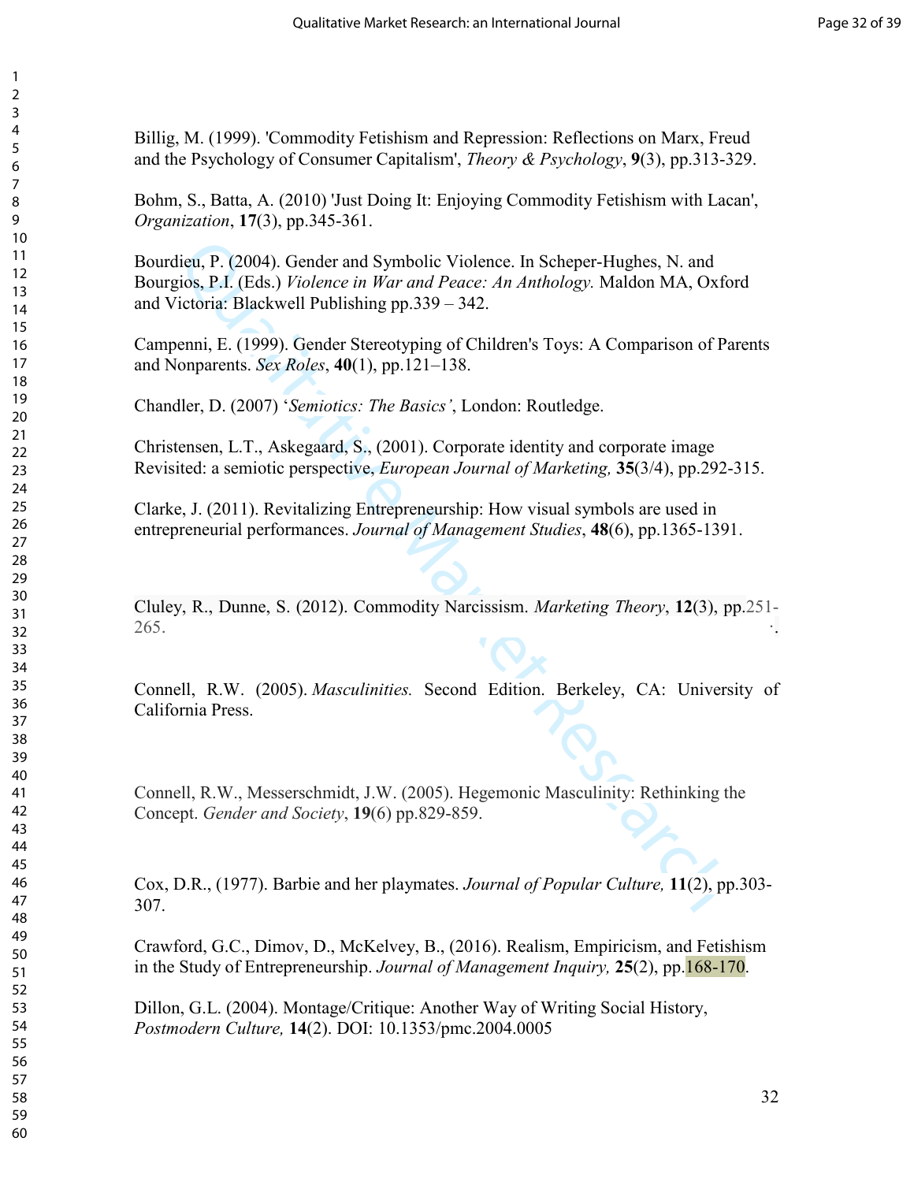Billig, M. (1999). 'Commodity Fetishism and Repression: Reflections on Marx, Freud and the Psychology of Consumer Capitalism', *Theory & Psychology*, **9**(3), pp.313-329.

Bohm, S., Batta, A. (2010) 'Just Doing It: Enjoying Commodity Fetishism with Lacan', *Organization*, **17**(3), pp.345-361.

Bourdieu, P. (2004). Gender and Symbolic Violence. In Scheper-Hughes, N. and Bourgios, P.I. (Eds.) *Violence in War and Peace: An Anthology.* Maldon MA, Oxford and Victoria: Blackwell Publishing pp.339 – 342.

Campenni, E. (1999). Gender Stereotyping of Children's Toys: A Comparison of Parents and Nonparents. *Sex Roles*, **40**(1), pp.121–138.

Chandler, D. (2007) '*Semiotics: The Basics'*, London: Routledge.

Christensen, L.T., Askegaard, S., (2001). Corporate identity and corporate image Revisited: a semiotic perspective, *European Journal of Marketing,* **35**(3/4), pp.292-315.

Clarke, J. (2011). Revitalizing Entrepreneurship: How visual symbols are used in entrepreneurial performances. *Journal of Management Studies*, **48**(6), pp.1365-1391.

Cluley, R., Dunne, S. (2012). Commodity Narcissism. *Marketing Theory*, **12**(3), pp.251-265.

Connell, R.W. (2005). *Masculinities.* Second Edition. Berkeley, CA: University of California Press.

Connell, R.W., Messerschmidt, J.W. (2005). Hegemonic Masculinity: Rethinking the Concept. *Gender and Society*, **19**(6) pp.829-859.

Cox, D.R., (1977). Barbie and her playmates. *Journal of Popular Culture,* **11**(2), pp.303-307.

Crawford, G.C., Dimov, D., McKelvey, B., (2016). Realism, Empiricism, and Fetishism in the Study of Entrepreneurship. *Journal of Management Inquiry,* **25**(2), pp.168-170.

Dillon, G.L. (2004). Montage/Critique: Another Way of Writing Social History, *Postmodern Culture,* **14**(2). DOI: 10.1353/pmc.2004.0005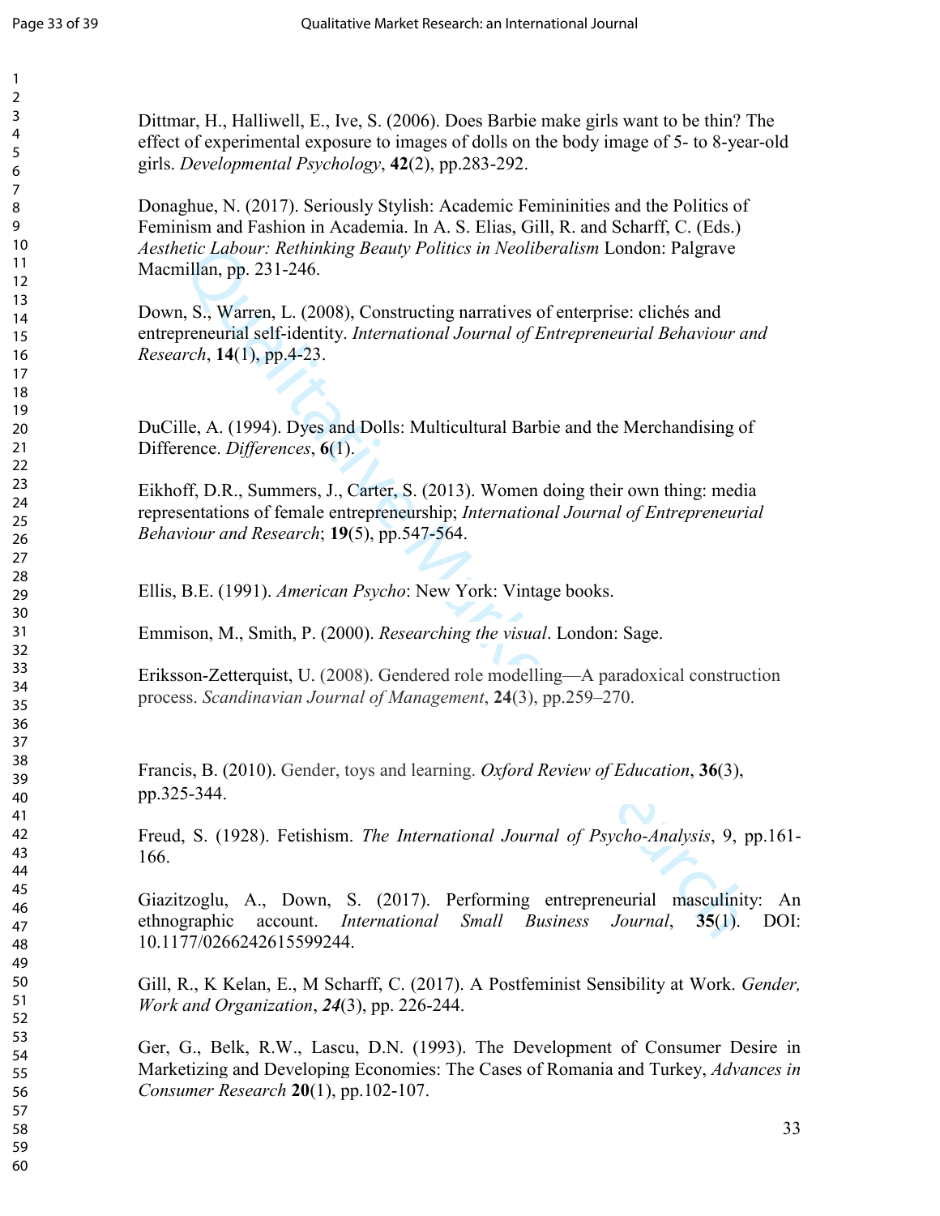Dittmar, H., Halliwell, E., Ive, S. (2006). Does Barbie make girls want to be thin? The effect of experimental exposure to images of dolls on the body image of 5- to 8-year-old girls. *Developmental Psychology*, **42**(2), pp.283-292.

Donaghue, N. (2017). Seriously Stylish: Academic Femininities and the Politics of Feminism and Fashion in Academia. In A. S. Elias, Gill, R. and Scharff, C. (Eds.) *Aesthetic Labour: Rethinking Beauty Politics in Neoliberalism* London: Palgrave Macmillan, pp. 231-246.

Down, S., Warren, L. (2008), Constructing narratives of enterprise: clichés and entrepreneurial self-identity. *International Journal of Entrepreneurial Behaviour and Research*, **14**(1), pp.4-23.

DuCille, A. (1994). Dyes and Dolls: Multicultural Barbie and the Merchandising of Difference. *Differences*, **6**(1).

Eikhoff, D.R., Summers, J., Carter, S. (2013). Women doing their own thing: media representations of female entrepreneurship; *International Journal of Entrepreneurial Behaviour and Research*; **19**(5), pp.547-564.

Ellis, B.E. (1991). *American Psycho*: New York: Vintage books.

Emmison, M., Smith, P. (2000). *Researching the visual*. London: Sage.

Eriksson-Zetterquist, U. (2008). Gendered role modelling—A paradoxical construction process. *Scandinavian Journal of Management*, **24**(3), pp.259–270.

Francis, B. (2010). Gender, toys and learning. *Oxford Review of Education*, **36**(3), pp.325-344.

Freud, S. (1928). Fetishism. *The International Journal of Psycho-Analysis*, 9, pp.161-166.

Giazitzoglu, A., Down, S. (2017). Performing entrepreneurial masculinity: An ethnographic account. *International Small Business Journal*, **35**(1). DOI: 10.1177/0266242615599244.

Gill, R., K Kelan, E., M Scharff, C. (2017). A Postfeminist Sensibility at Work. *Gender, Work and Organization*, ***24***(3), pp. 226-244.

Ger, G., Belk, R.W., Lascu, D.N. (1993). The Development of Consumer Desire in Marketizing and Developing Economies: The Cases of Romania and Turkey, *Advances in Consumer Research* **20**(1), pp.102-107.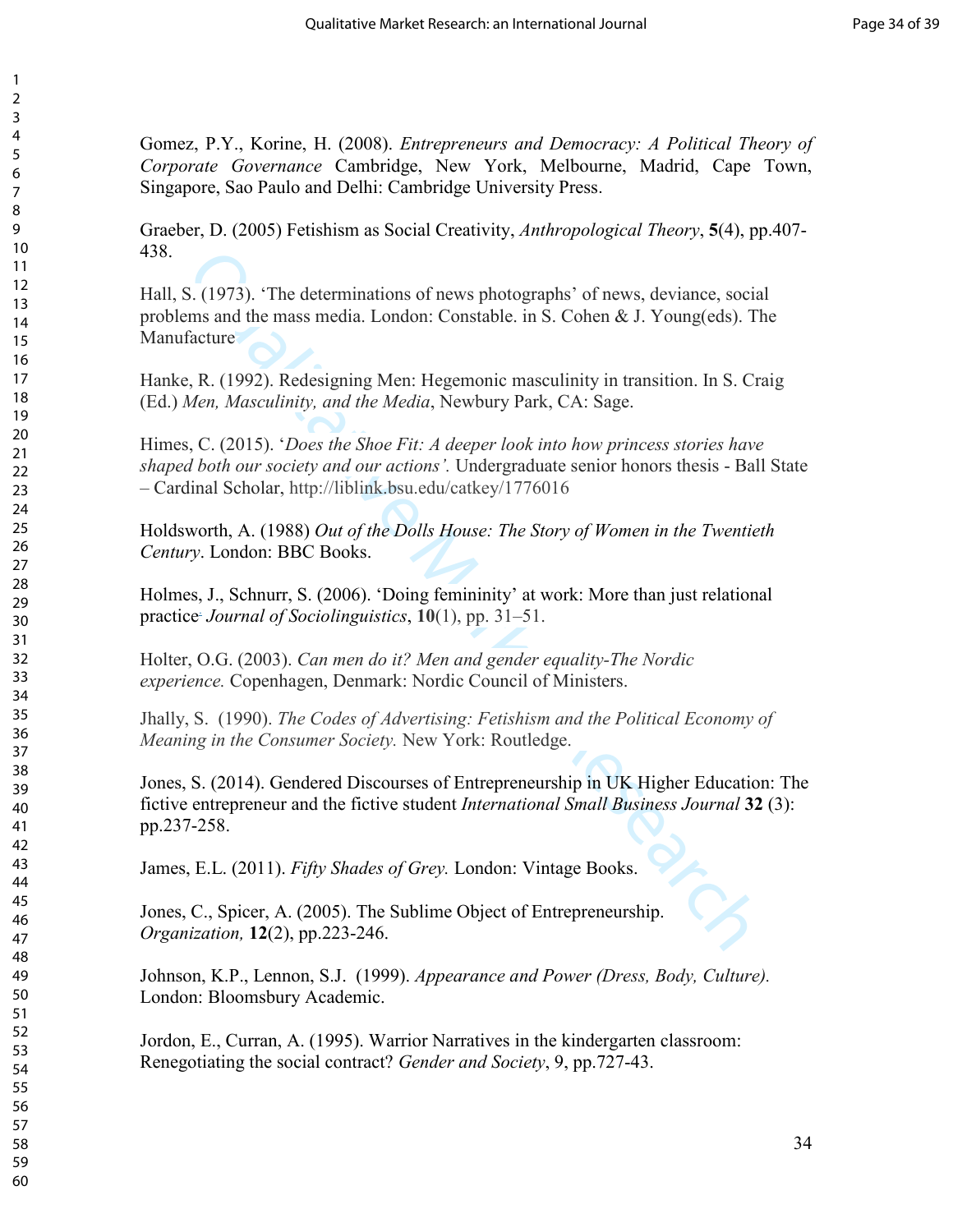Gomez, P.Y., Korine, H. (2008). *Entrepreneurs and Democracy: A Political Theory of Corporate Governance* Cambridge, New York, Melbourne, Madrid, Cape Town, Singapore, Sao Paulo and Delhi: Cambridge University Press.

Graeber, D. (2005) Fetishism as Social Creativity, *Anthropological Theory*, **5**(4), pp.407-438.

Hall, S. (1973). 'The determinations of news photographs' of news, deviance, social problems and the mass media. London: Constable. in S. Cohen & J. Young(eds). The Manufacture

Hanke, R. (1992). Redesigning Men: Hegemonic masculinity in transition. In S. Craig (Ed.) *Men, Masculinity, and the Media*, Newbury Park, CA: Sage.

Himes, C. (2015). '*Does the Shoe Fit: A deeper look into how princess stories have shaped both our society and our actions'.* Undergraduate senior honors thesis - Ball State – Cardinal Scholar, http://liblink.bsu.edu/catkey/1776016

Holdsworth, A. (1988) *Out of the Dolls House: The Story of Women in the Twentieth Century*. London: BBC Books.

Holmes, J., Schnurr, S. (2006). 'Doing femininity' at work: More than just relational practice. *Journal of Sociolinguistics*, **10**(1), pp. 31–51.

Holter, O.G. (2003). *Can men do it? Men and gender equality-The Nordic experience.* Copenhagen, Denmark: Nordic Council of Ministers.

Jhally, S. (1990). *The Codes of Advertising: Fetishism and the Political Economy of Meaning in the Consumer Society.* New York: Routledge.

Jones, S. (2014). Gendered Discourses of Entrepreneurship in UK Higher Education: The fictive entrepreneur and the fictive student *International Small Business Journal* **32** (3): pp.237-258.

James, E.L. (2011). *Fifty Shades of Grey.* London: Vintage Books.

Jones, C., Spicer, A. (2005). The Sublime Object of Entrepreneurship. *Organization,* **12**(2), pp.223-246.

Johnson, K.P., Lennon, S.J. (1999). *Appearance and Power (Dress, Body, Culture).* London: Bloomsbury Academic.

Jordon, E., Curran, A. (1995). Warrior Narratives in the kindergarten classroom: Renegotiating the social contract? *Gender and Society*, 9, pp.727-43.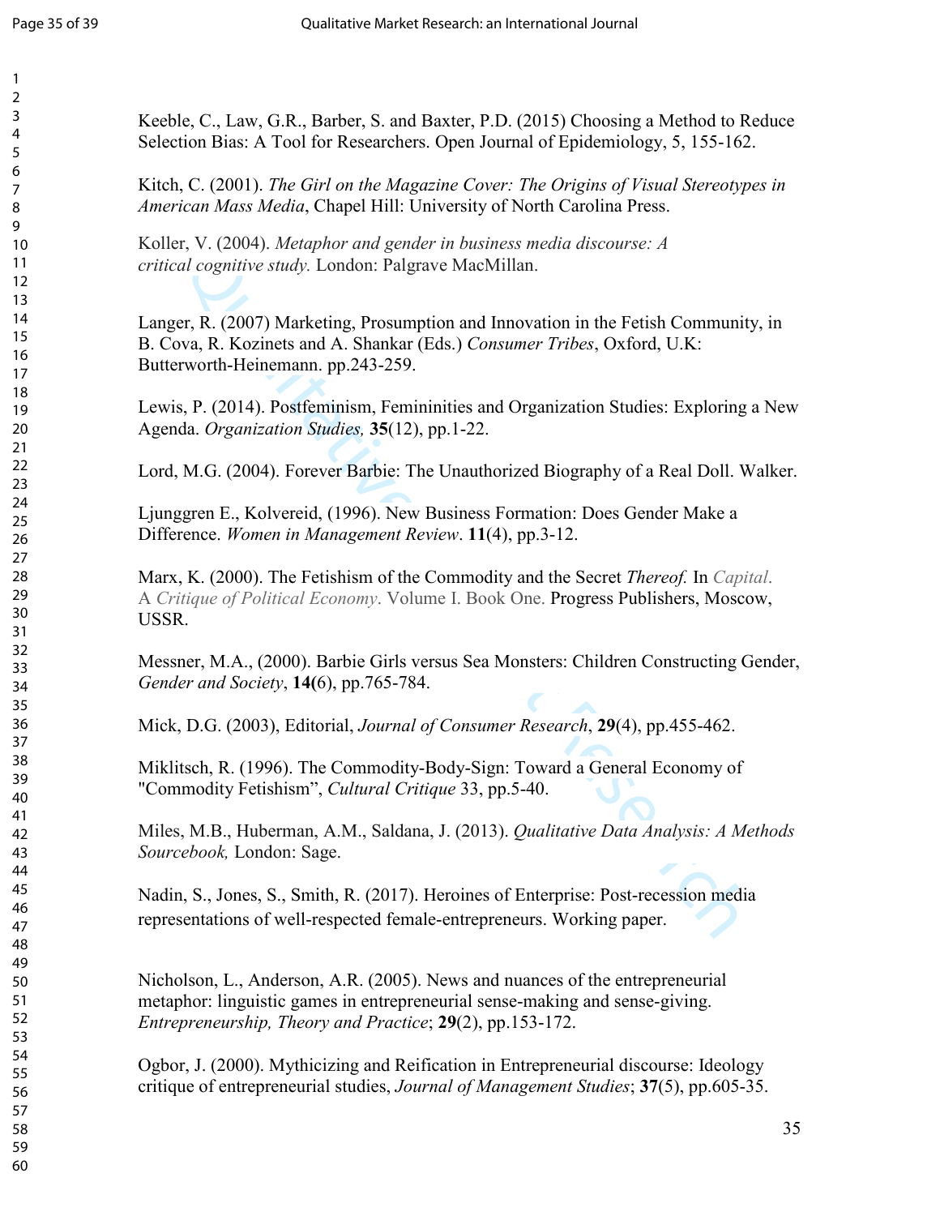Keeble, C., Law, G.R., Barber, S. and Baxter, P.D. (2015) Choosing a Method to Reduce Selection Bias: A Tool for Researchers. Open Journal of Epidemiology, 5, 155-162.

Kitch, C. (2001). *The Girl on the Magazine Cover: The Origins of Visual Stereotypes in American Mass Media*, Chapel Hill: University of North Carolina Press.

Koller, V. (2004). *Metaphor and gender in business media discourse: A critical cognitive study.* London: Palgrave MacMillan.

Langer, R. (2007) Marketing, Prosumption and Innovation in the Fetish Community, in B. Cova, R. Kozinets and A. Shankar (Eds.) *Consumer Tribes*, Oxford, U.K: Butterworth-Heinemann. pp.243-259.

Lewis, P. (2014). Postfeminism, Femininities and Organization Studies: Exploring a New Agenda. *Organization Studies,* **35**(12), pp.1-22.

Lord, M.G. (2004). Forever Barbie: The Unauthorized Biography of a Real Doll. Walker.

Ljunggren E., Kolvereid, (1996). New Business Formation: Does Gender Make a Difference. *Women in Management Review*. **11**(4), pp.3-12.

Marx, K. (2000). The Fetishism of the Commodity and the Secret *Thereof.* In *Capital*. A *Critique of Political Economy*. Volume I. Book One. Progress Publishers, Moscow, USSR.

Messner, M.A., (2000). Barbie Girls versus Sea Monsters: Children Constructing Gender, *Gender and Society*, **14(**6), pp.765-784.

Mick, D.G. (2003), Editorial, *Journal of Consumer Research*, **29**(4), pp.455-462.

Miklitsch, R. (1996). The Commodity-Body-Sign: Toward a General Economy of "Commodity Fetishism", *Cultural Critique* 33, pp.5-40.

Miles, M.B., Huberman, A.M., Saldana, J. (2013). *Qualitative Data Analysis: A Methods Sourcebook,* London: Sage.

Nadin, S., Jones, S., Smith, R. (2017). Heroines of Enterprise: Post-recession media representations of well-respected female-entrepreneurs. Working paper.

Nicholson, L., Anderson, A.R. (2005). News and nuances of the entrepreneurial metaphor: linguistic games in entrepreneurial sense-making and sense-giving. *Entrepreneurship, Theory and Practice*; **29**(2), pp.153-172.

Ogbor, J. (2000). Mythicizing and Reification in Entrepreneurial discourse: Ideology critique of entrepreneurial studies, *Journal of Management Studies*; **37**(5), pp.605-35.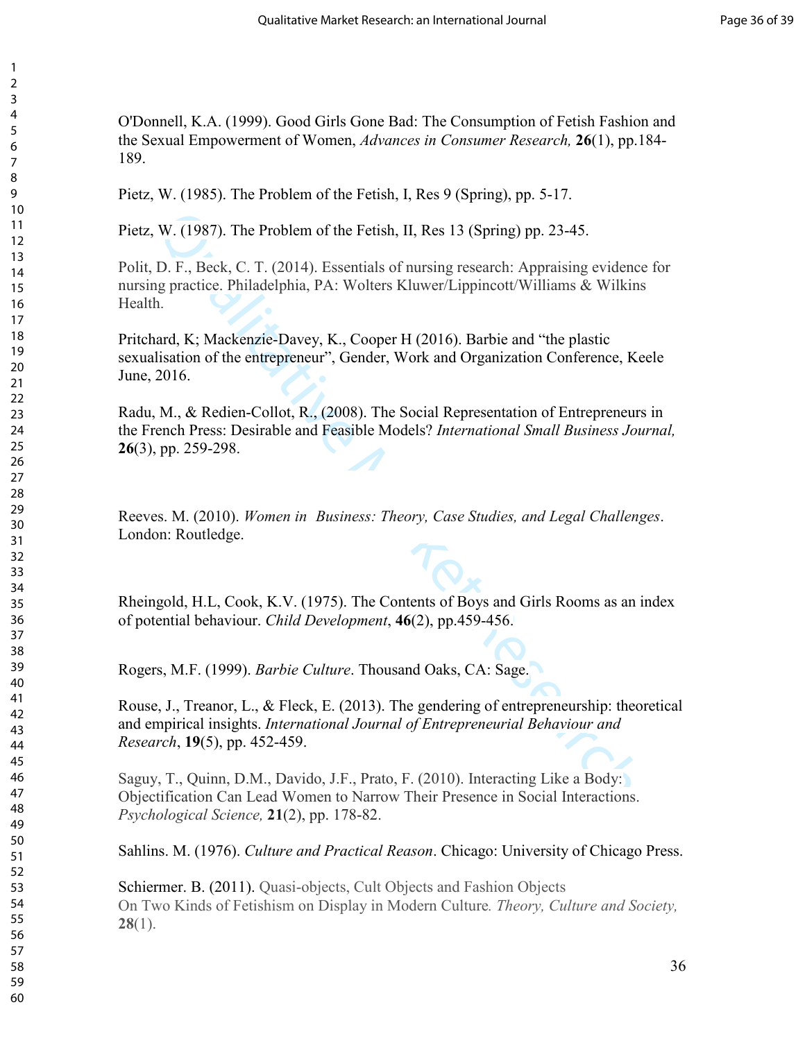O'Donnell, K.A. (1999). Good Girls Gone Bad: The Consumption of Fetish Fashion and the Sexual Empowerment of Women, *Advances in Consumer Research,* **26**(1), pp.184-189.

Pietz, W. (1985). The Problem of the Fetish, I, Res 9 (Spring), pp. 5-17.

Pietz, W. (1987). The Problem of the Fetish, II, Res 13 (Spring) pp. 23-45.

Polit, D. F., Beck, C. T. (2014). Essentials of nursing research: Appraising evidence for nursing practice. Philadelphia, PA: Wolters Kluwer/Lippincott/Williams & Wilkins Health.

Pritchard, K; Mackenzie-Davey, K., Cooper H (2016). Barbie and "the plastic sexualisation of the entrepreneur", Gender, Work and Organization Conference, Keele June, 2016.

Radu, M., & Redien-Collot, R., (2008). The Social Representation of Entrepreneurs in the French Press: Desirable and Feasible Models? *International Small Business Journal,* **26**(3), pp. 259-298.

Reeves. M. (2010). *Women in Business: Theory, Case Studies, and Legal Challenges*. London: Routledge.

Rheingold, H.L, Cook, K.V. (1975). The Contents of Boys and Girls Rooms as an index of potential behaviour. *Child Development*, **46**(2), pp.459-456.

Rogers, M.F. (1999). *Barbie Culture*. Thousand Oaks, CA: Sage.

Rouse, J., Treanor, L., & Fleck, E. (2013). The gendering of entrepreneurship: theoretical and empirical insights. *International Journal of Entrepreneurial Behaviour and Research*, **19**(5), pp. 452-459.

Saguy, T., Quinn, D.M., Davido, J.F., Prato, F. (2010). Interacting Like a Body: Objectification Can Lead Women to Narrow Their Presence in Social Interactions. *Psychological Science,* **21**(2), pp. 178-82.

Sahlins. M. (1976). *Culture and Practical Reason*. Chicago: University of Chicago Press.

Schiermer. B. (2011). Quasi-objects, Cult Objects and Fashion Objects On Two Kinds of Fetishism on Display in Modern Culture*. Theory, Culture and Society,* **28**(1).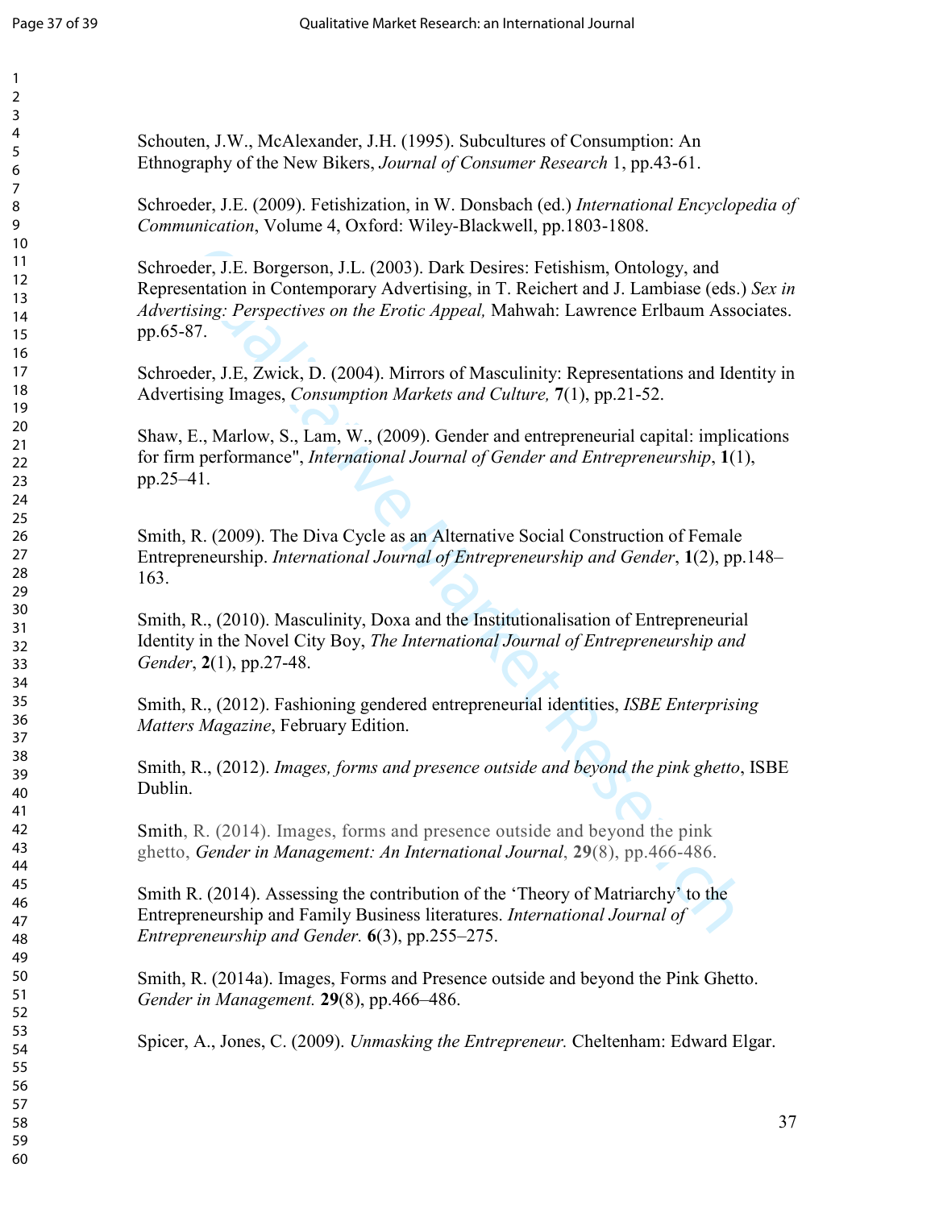Schouten, J.W., McAlexander, J.H. (1995). Subcultures of Consumption: An Ethnography of the New Bikers, *Journal of Consumer Research* 1, pp.43-61.

Schroeder, J.E. (2009). Fetishization, in W. Donsbach (ed.) *International Encyclopedia of Communication*, Volume 4, Oxford: Wiley-Blackwell, pp.1803-1808.

Schroeder, J.E. Borgerson, J.L. (2003). Dark Desires: Fetishism, Ontology, and Representation in Contemporary Advertising, in T. Reichert and J. Lambiase (eds.) *Sex in Advertising: Perspectives on the Erotic Appeal,* Mahwah: Lawrence Erlbaum Associates. pp.65-87.

Schroeder, J.E, Zwick, D. (2004). Mirrors of Masculinity: Representations and Identity in Advertising Images, *Consumption Markets and Culture,* **7**(1), pp.21-52.

Shaw, E., Marlow, S., Lam, W., (2009). Gender and entrepreneurial capital: implications for firm performance", *International Journal of Gender and Entrepreneurship*, **1**(1), pp.25–41.

Smith, R. (2009). The Diva Cycle as an Alternative Social Construction of Female Entrepreneurship. *International Journal of Entrepreneurship and Gender*, **1**(2), pp.148–163.

Smith, R., (2010). Masculinity, Doxa and the Institutionalisation of Entrepreneurial Identity in the Novel City Boy, *The International Journal of Entrepreneurship and Gender*, **2**(1), pp.27-48.

Smith, R., (2012). Fashioning gendered entrepreneurial identities, *ISBE Enterprising Matters Magazine*, February Edition.

Smith, R., (2012). *Images, forms and presence outside and beyond the pink ghetto*, ISBE Dublin.

Smith, R. (2014). Images, forms and presence outside and beyond the pink ghetto, *Gender in Management: An International Journal*, **29**(8), pp.466-486.

Smith R. (2014). Assessing the contribution of the 'Theory of Matriarchy' to the Entrepreneurship and Family Business literatures. *International Journal of Entrepreneurship and Gender.* **6**(3), pp.255–275.

Smith, R. (2014a). Images, Forms and Presence outside and beyond the Pink Ghetto. *Gender in Management.* **29**(8), pp.466–486.

Spicer, A., Jones, C. (2009). *Unmasking the Entrepreneur.* Cheltenham: Edward Elgar.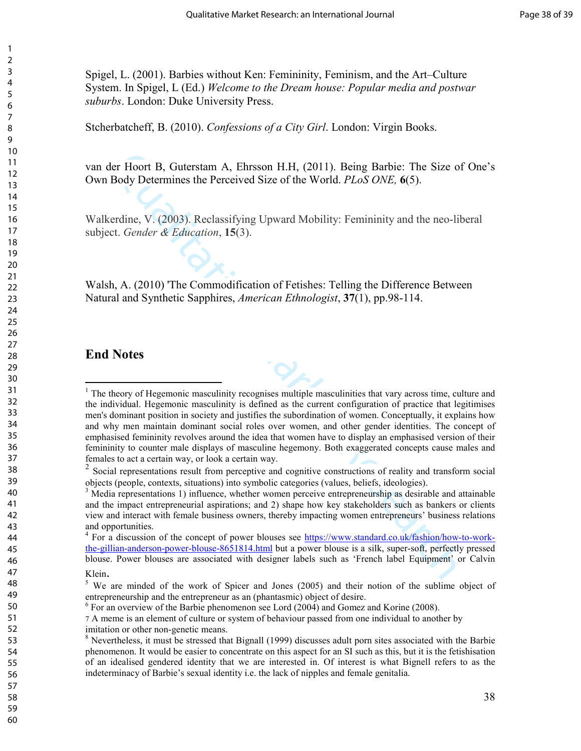Spigel, L. (2001). Barbies without Ken: Femininity, Feminism, and the Art–Culture System. In Spigel, L (Ed.) *Welcome to the Dream house: Popular media and postwar suburbs*. London: Duke University Press.

Stcherbatcheff, B. (2010). *Confessions of a City Girl*. London: Virgin Books.

van der Hoort B, Guterstam A, Ehrsson H.H, (2011). Being Barbie: The Size of One's Own Body Determines the Perceived Size of the World. *PLoS ONE,* **6**(5).

Walkerdine, V. (2003). Reclassifying Upward Mobility: Femininity and the neo-liberal subject. *Gender & Education*, **15**(3).

Walsh, A. (2010) 'The Commodification of Fetishes: Telling the Difference Between Natural and Synthetic Sapphires, *American Ethnologist*, **37**(1), pp.98-114.

## End Notes

[1] The theory of Hegemonic masculinity recognises multiple masculinities that vary across time, culture and the individual. Hegemonic masculinity is defined as the current configuration of practice that legitimises men's dominant position in society and justifies the subordination of women. Conceptually, it explains how and why men maintain dominant social roles over women, and other gender identities. The concept of emphasised femininity revolves around the idea that women have to display an emphasised version of their femininity to counter male displays of masculine hegemony. Both exaggerated concepts cause males and females to act a certain way, or look a certain way.

[2] Social representations result from perceptive and cognitive constructions of reality and transform social objects (people, contexts, situations) into symbolic categories (values, beliefs, ideologies).

[3] Media representations 1) influence, whether women perceive entrepreneurship as desirable and attainable and the impact entrepreneurial aspirations; and 2) shape how key stakeholders such as bankers or clients view and interact with female business owners, thereby impacting women entrepreneurs' business relations and opportunities.

[4] For a discussion of the concept of power blouses see https://www.standard.co.uk/fashion/how-to-work-the-gillian-anderson-power-blouse-8651814.html but a power blouse is a silk, super-soft, perfectly pressed blouse. Power blouses are associated with designer labels such as 'French label Equipment' or Calvin Klein.

[5] We are minded of the work of Spicer and Jones (2005) and their notion of the sublime object of entrepreneurship and the entrepreneur as an (phantasmic) object of desire.

[6] For an overview of the Barbie phenomenon see Lord (2004) and Gomez and Korine (2008).

[7] A meme is an element of culture or system of behaviour passed from one individual to another by imitation or other non-genetic means.

[8] Nevertheless, it must be stressed that Bignall (1999) discusses adult porn sites associated with the Barbie phenomenon. It would be easier to concentrate on this aspect for an SI such as this, but it is the fetishisation of an idealised gendered identity that we are interested in. Of interest is what Bignell refers to as the indeterminacy of Barbie's sexual identity i.e. the lack of nipples and female genitalia.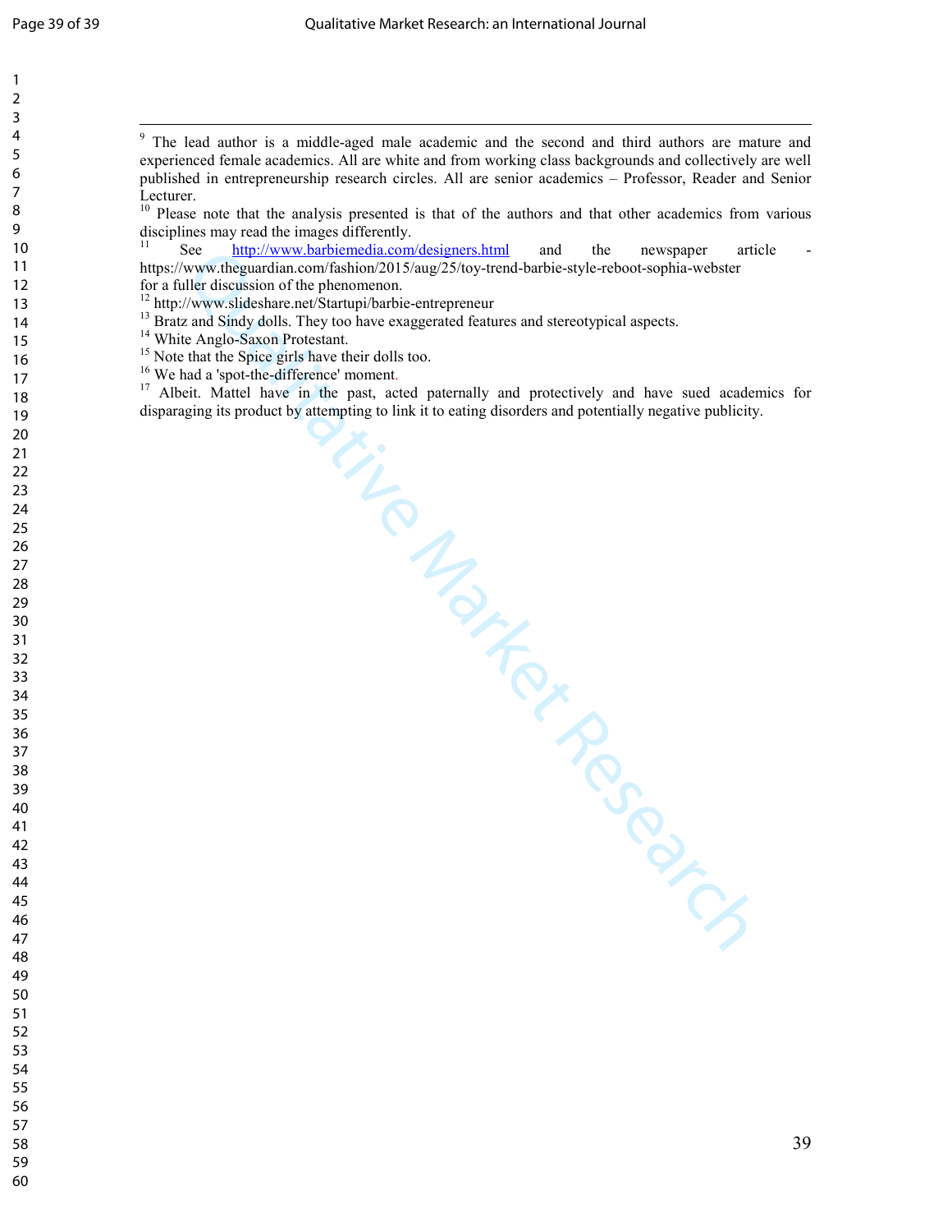[9] The lead author is a middle-aged male academic and the second and third authors are mature and experienced female academics. All are white and from working class backgrounds and collectively are well published in entrepreneurship research circles. All are senior academics – Professor, Reader and Senior Lecturer.

[10] Please note that the analysis presented is that of the authors and that other academics from various disciplines may read the images differently.

[11] See http://www.barbiemedia.com/designers.html and the newspaper article - https://www.theguardian.com/fashion/2015/aug/25/toy-trend-barbie-style-reboot-sophia-webster for a fuller discussion of the phenomenon.

[12] http://www.slideshare.net/Startupi/barbie-entrepreneur

[13] Bratz and Sindy dolls. They too have exaggerated features and stereotypical aspects.

[14] White Anglo-Saxon Protestant.

[15] Note that the Spice girls have their dolls too.

[16] We had a 'spot-the-difference' moment.

[17] Albeit. Mattel have in the past, acted paternally and protectively and have sued academics for disparaging its product by attempting to link it to eating disorders and potentially negative publicity.